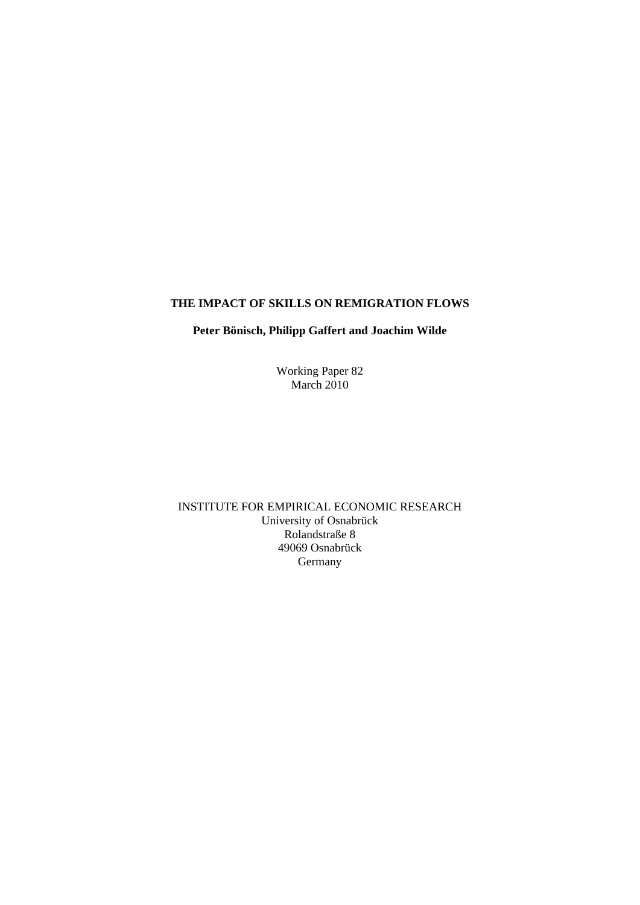# THE IMPACT OF SKILLS ON REMIGRATION FLOWS

**Peter Bönisch, Philipp Gaffert and Joachim Wilde**

Working Paper 82
March 2010

INSTITUTE FOR EMPIRICAL ECONOMIC RESEARCH
University of Osnabrück
Rolandstraße 8
49069 Osnabrück
Germany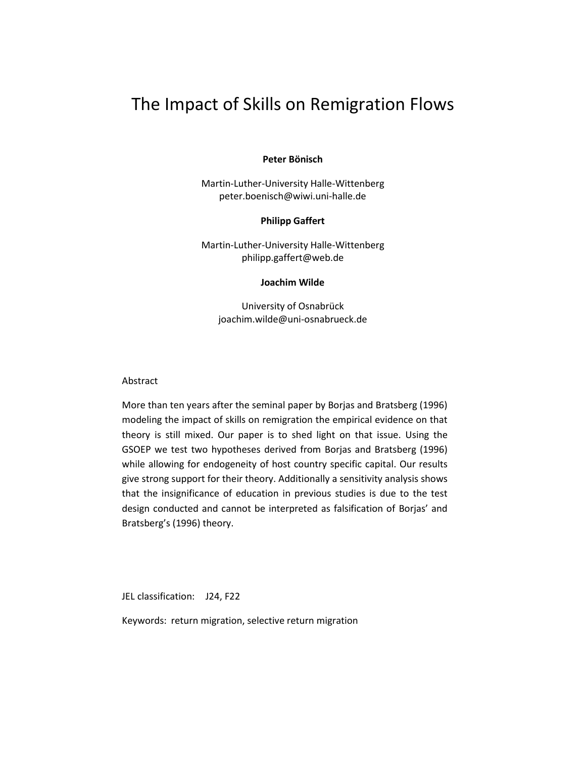# The Impact of Skills on Remigration Flows

**Peter Bönisch**

Martin-Luther-University Halle-Wittenberg
peter.boenisch@wiwi.uni-halle.de

**Philipp Gaffert**

Martin-Luther-University Halle-Wittenberg
philipp.gaffert@web.de

**Joachim Wilde**

University of Osnabrück
joachim.wilde@uni-osnabrueck.de

Abstract

More than ten years after the seminal paper by Borjas and Bratsberg (1996) modeling the impact of skills on remigration the empirical evidence on that theory is still mixed. Our paper is to shed light on that issue. Using the GSOEP we test two hypotheses derived from Borjas and Bratsberg (1996) while allowing for endogeneity of host country specific capital. Our results give strong support for their theory. Additionally a sensitivity analysis shows that the insignificance of education in previous studies is due to the test design conducted and cannot be interpreted as falsification of Borjas' and Bratsberg's (1996) theory.

JEL classification: J24, F22

Keywords: return migration, selective return migration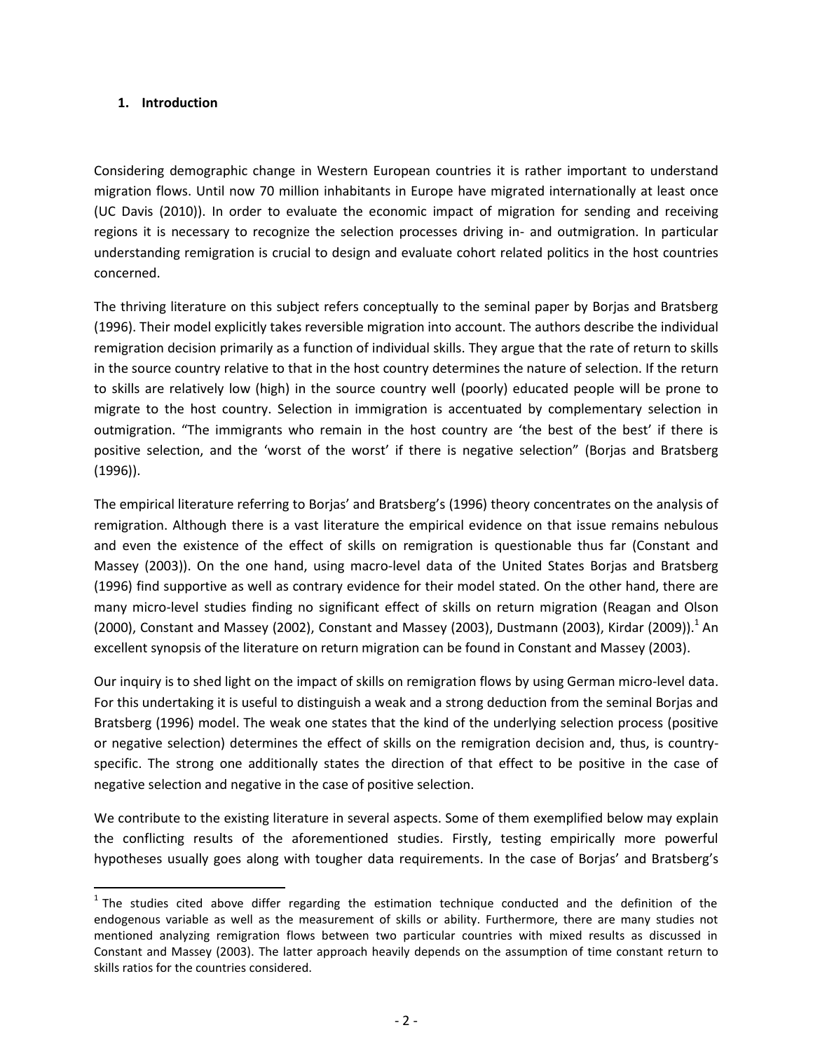## 1. Introduction

Considering demographic change in Western European countries it is rather important to understand migration flows. Until now 70 million inhabitants in Europe have migrated internationally at least once (UC Davis (2010)). In order to evaluate the economic impact of migration for sending and receiving regions it is necessary to recognize the selection processes driving in- and outmigration. In particular understanding remigration is crucial to design and evaluate cohort related politics in the host countries concerned.

The thriving literature on this subject refers conceptually to the seminal paper by Borjas and Bratsberg (1996). Their model explicitly takes reversible migration into account. The authors describe the individual remigration decision primarily as a function of individual skills. They argue that the rate of return to skills in the source country relative to that in the host country determines the nature of selection. If the return to skills are relatively low (high) in the source country well (poorly) educated people will be prone to migrate to the host country. Selection in immigration is accentuated by complementary selection in outmigration. "The immigrants who remain in the host country are 'the best of the best' if there is positive selection, and the 'worst of the worst' if there is negative selection" (Borjas and Bratsberg (1996)).

The empirical literature referring to Borjas' and Bratsberg's (1996) theory concentrates on the analysis of remigration. Although there is a vast literature the empirical evidence on that issue remains nebulous and even the existence of the effect of skills on remigration is questionable thus far (Constant and Massey (2003)). On the one hand, using macro-level data of the United States Borjas and Bratsberg (1996) find supportive as well as contrary evidence for their model stated. On the other hand, there are many micro-level studies finding no significant effect of skills on return migration (Reagan and Olson (2000), Constant and Massey (2002), Constant and Massey (2003), Dustmann (2003), Kirdar (2009)).[1] An excellent synopsis of the literature on return migration can be found in Constant and Massey (2003).

Our inquiry is to shed light on the impact of skills on remigration flows by using German micro-level data. For this undertaking it is useful to distinguish a weak and a strong deduction from the seminal Borjas and Bratsberg (1996) model. The weak one states that the kind of the underlying selection process (positive or negative selection) determines the effect of skills on the remigration decision and, thus, is country-specific. The strong one additionally states the direction of that effect to be positive in the case of negative selection and negative in the case of positive selection.

We contribute to the existing literature in several aspects. Some of them exemplified below may explain the conflicting results of the aforementioned studies. Firstly, testing empirically more powerful hypotheses usually goes along with tougher data requirements. In the case of Borjas' and Bratsberg's

[1] The studies cited above differ regarding the estimation technique conducted and the definition of the endogenous variable as well as the measurement of skills or ability. Furthermore, there are many studies not mentioned analyzing remigration flows between two particular countries with mixed results as discussed in Constant and Massey (2003). The latter approach heavily depends on the assumption of time constant return to skills ratios for the countries considered.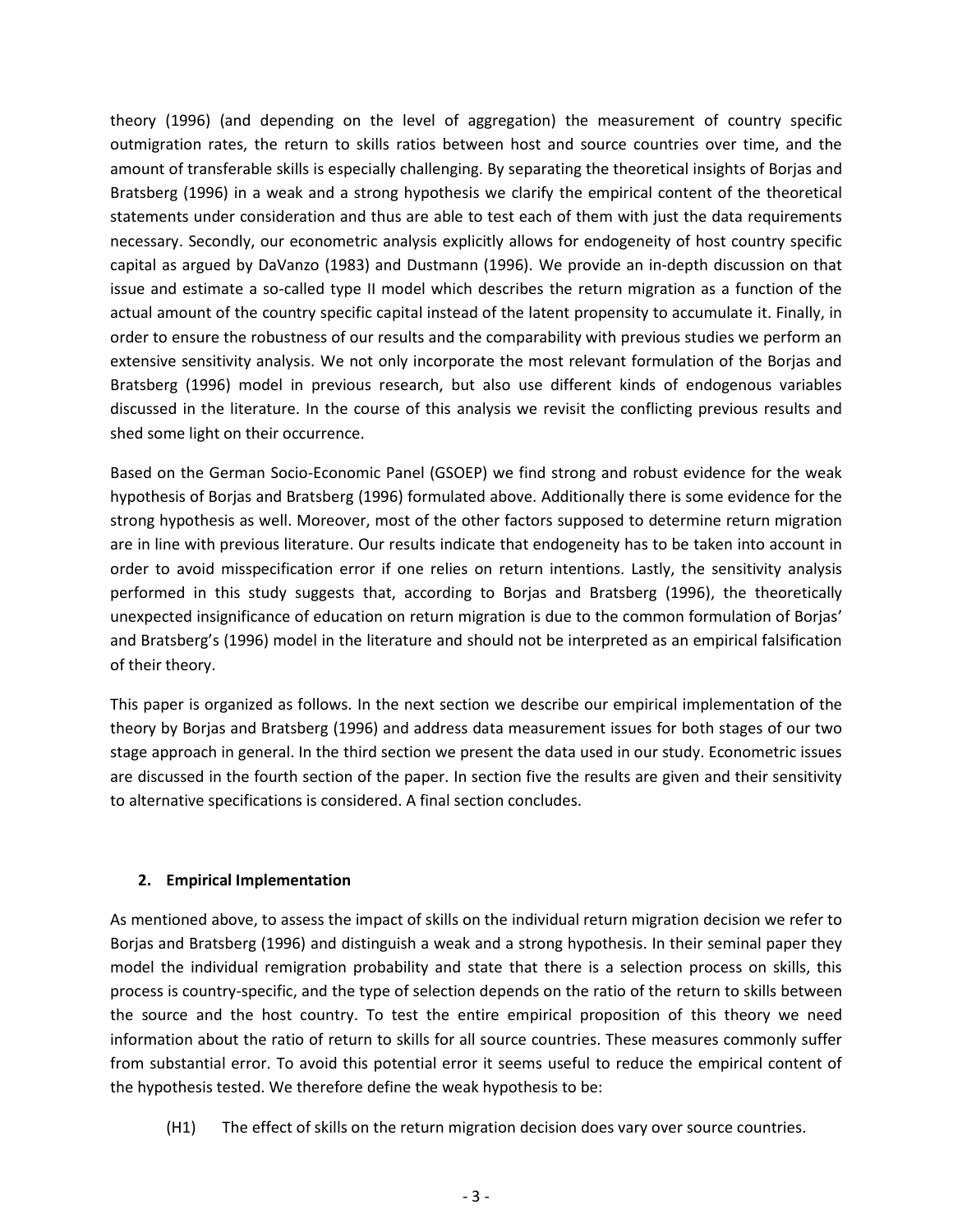theory (1996) (and depending on the level of aggregation) the measurement of country specific outmigration rates, the return to skills ratios between host and source countries over time, and the amount of transferable skills is especially challenging. By separating the theoretical insights of Borjas and Bratsberg (1996) in a weak and a strong hypothesis we clarify the empirical content of the theoretical statements under consideration and thus are able to test each of them with just the data requirements necessary. Secondly, our econometric analysis explicitly allows for endogeneity of host country specific capital as argued by DaVanzo (1983) and Dustmann (1996). We provide an in-depth discussion on that issue and estimate a so-called type II model which describes the return migration as a function of the actual amount of the country specific capital instead of the latent propensity to accumulate it. Finally, in order to ensure the robustness of our results and the comparability with previous studies we perform an extensive sensitivity analysis. We not only incorporate the most relevant formulation of the Borjas and Bratsberg (1996) model in previous research, but also use different kinds of endogenous variables discussed in the literature. In the course of this analysis we revisit the conflicting previous results and shed some light on their occurrence.

Based on the German Socio-Economic Panel (GSOEP) we find strong and robust evidence for the weak hypothesis of Borjas and Bratsberg (1996) formulated above. Additionally there is some evidence for the strong hypothesis as well. Moreover, most of the other factors supposed to determine return migration are in line with previous literature. Our results indicate that endogeneity has to be taken into account in order to avoid misspecification error if one relies on return intentions. Lastly, the sensitivity analysis performed in this study suggests that, according to Borjas and Bratsberg (1996), the theoretically unexpected insignificance of education on return migration is due to the common formulation of Borjas' and Bratsberg's (1996) model in the literature and should not be interpreted as an empirical falsification of their theory.

This paper is organized as follows. In the next section we describe our empirical implementation of the theory by Borjas and Bratsberg (1996) and address data measurement issues for both stages of our two stage approach in general. In the third section we present the data used in our study. Econometric issues are discussed in the fourth section of the paper. In section five the results are given and their sensitivity to alternative specifications is considered. A final section concludes.

## 2. Empirical Implementation

As mentioned above, to assess the impact of skills on the individual return migration decision we refer to Borjas and Bratsberg (1996) and distinguish a weak and a strong hypothesis. In their seminal paper they model the individual remigration probability and state that there is a selection process on skills, this process is country-specific, and the type of selection depends on the ratio of the return to skills between the source and the host country. To test the entire empirical proposition of this theory we need information about the ratio of return to skills for all source countries. These measures commonly suffer from substantial error. To avoid this potential error it seems useful to reduce the empirical content of the hypothesis tested. We therefore define the weak hypothesis to be:

(H1) The effect of skills on the return migration decision does vary over source countries.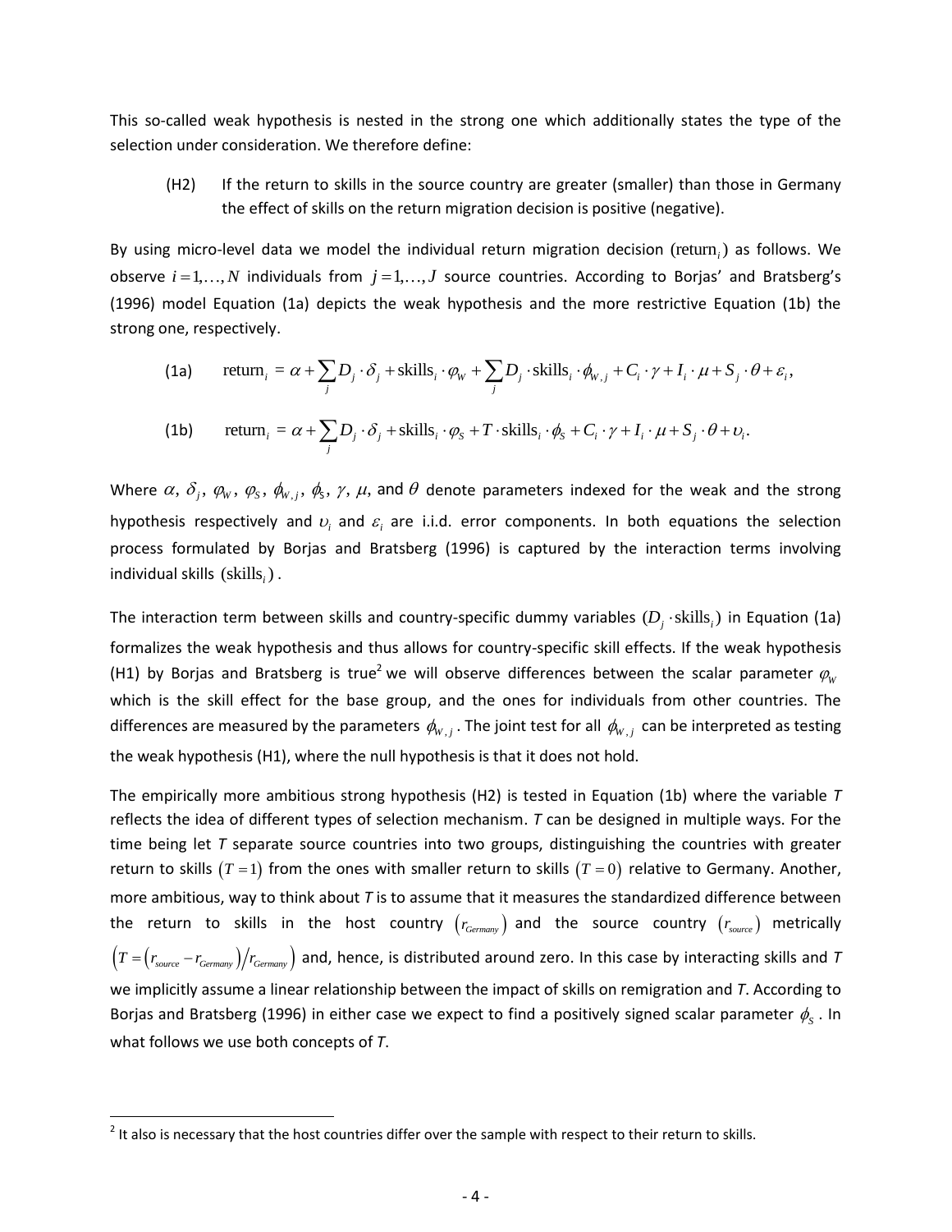This so-called weak hypothesis is nested in the strong one which additionally states the type of the selection under consideration. We therefore define:

(H2) If the return to skills in the source country are greater (smaller) than those in Germany the effect of skills on the return migration decision is positive (negative).

By using micro-level data we model the individual return migration decision $(\text{return}_i)$ as follows. We observe $i = 1,\ldots,N$ individuals from $j = 1,\ldots,J$ source countries. According to Borjas' and Bratsberg's (1996) model Equation (1a) depicts the weak hypothesis and the more restrictive Equation (1b) the strong one, respectively.

$$\text{(1a)} \qquad \text{return}_i = \alpha + \sum_j D_j \cdot \delta_j + \text{skills}_i \cdot \varphi_W + \sum_j D_j \cdot \text{skills}_i \cdot \phi_{W,j} + C_i \cdot \gamma + I_i \cdot \mu + S_j \cdot \theta + \varepsilon_i,$$

$$\text{(1b)} \qquad \text{return}_i = \alpha + \sum_j D_j \cdot \delta_j + \text{skills}_i \cdot \varphi_S + T \cdot \text{skills}_i \cdot \phi_S + C_i \cdot \gamma + I_i \cdot \mu + S_j \cdot \theta + \upsilon_i.$$

Where $\alpha$, $\delta_j$, $\varphi_W$, $\varphi_S$, $\phi_{W,j}$, $\phi_S$, $\gamma$, $\mu$, and $\theta$ denote parameters indexed for the weak and the strong hypothesis respectively and $\upsilon_i$ and $\varepsilon_i$ are i.i.d. error components. In both equations the selection process formulated by Borjas and Bratsberg (1996) is captured by the interaction terms involving individual skills $(\text{skills}_i)$.

The interaction term between skills and country-specific dummy variables $(D_j \cdot \text{skills}_i)$ in Equation (1a) formalizes the weak hypothesis and thus allows for country-specific skill effects. If the weak hypothesis (H1) by Borjas and Bratsberg is true[2] we will observe differences between the scalar parameter $\varphi_W$ which is the skill effect for the base group, and the ones for individuals from other countries. The differences are measured by the parameters $\phi_{W,j}$. The joint test for all $\phi_{W,j}$ can be interpreted as testing the weak hypothesis (H1), where the null hypothesis is that it does not hold.

The empirically more ambitious strong hypothesis (H2) is tested in Equation (1b) where the variable *T* reflects the idea of different types of selection mechanism. *T* can be designed in multiple ways. For the time being let *T* separate source countries into two groups, distinguishing the countries with greater return to skills $(T = 1)$ from the ones with smaller return to skills $(T = 0)$ relative to Germany. Another, more ambitious, way to think about *T* is to assume that it measures the standardized difference between the return to skills in the host country $(r_{Germany})$ and the source country $(r_{source})$ metrically $\left(T = \left(r_{source} - r_{Germany}\right)/r_{Germany}\right)$ and, hence, is distributed around zero. In this case by interacting skills and *T* we implicitly assume a linear relationship between the impact of skills on remigration and *T*. According to Borjas and Bratsberg (1996) in either case we expect to find a positively signed scalar parameter $\phi_S$. In what follows we use both concepts of *T*.

[2] It also is necessary that the host countries differ over the sample with respect to their return to skills.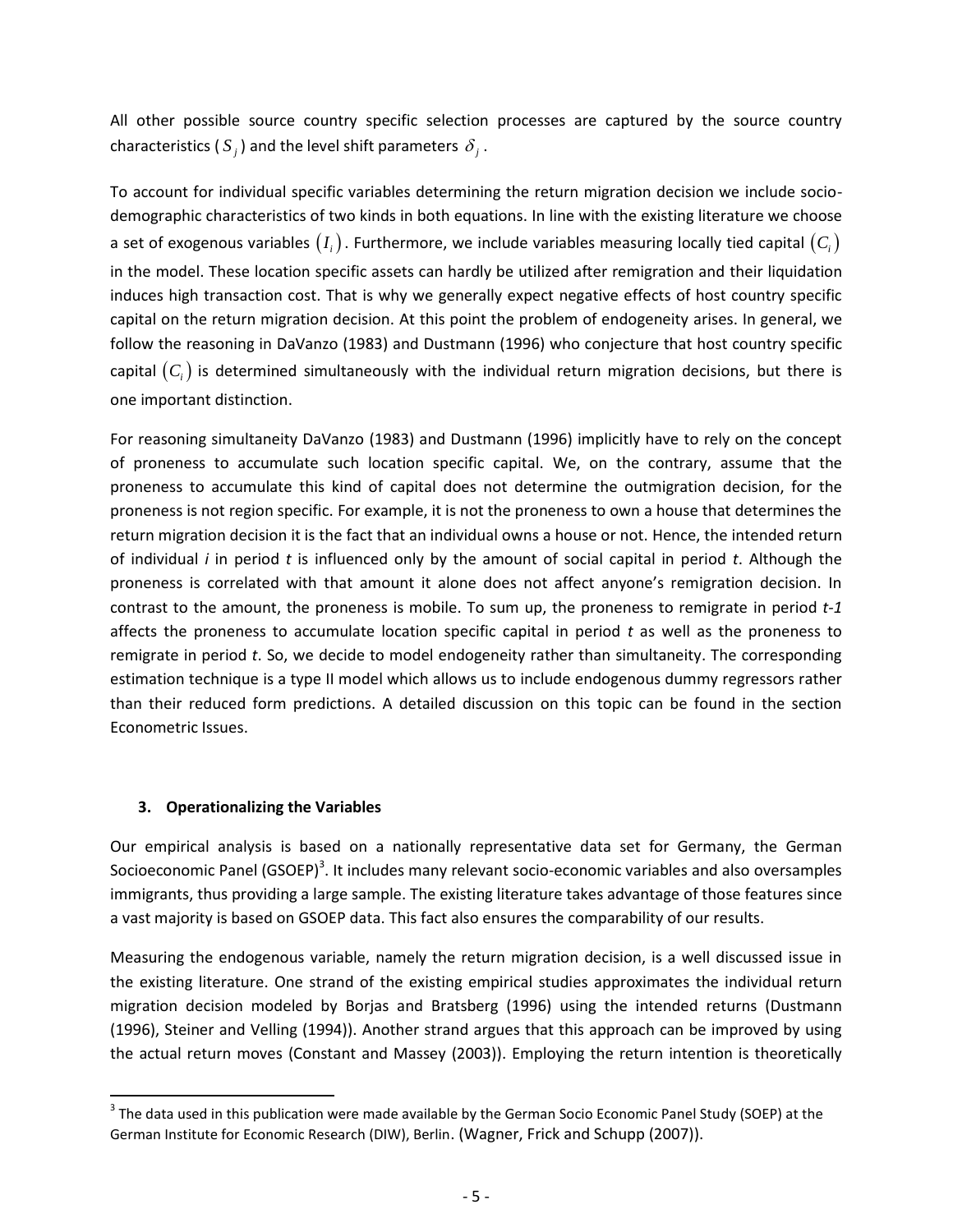All other possible source country specific selection processes are captured by the source country characteristics ( $S_j$ ) and the level shift parameters $\delta_j$ .

To account for individual specific variables determining the return migration decision we include socio-demographic characteristics of two kinds in both equations. In line with the existing literature we choose a set of exogenous variables $(I_i)$. Furthermore, we include variables measuring locally tied capital $(C_i)$ in the model. These location specific assets can hardly be utilized after remigration and their liquidation induces high transaction cost. That is why we generally expect negative effects of host country specific capital on the return migration decision. At this point the problem of endogeneity arises. In general, we follow the reasoning in DaVanzo (1983) and Dustmann (1996) who conjecture that host country specific capital $(C_i)$ is determined simultaneously with the individual return migration decisions, but there is one important distinction.

For reasoning simultaneity DaVanzo (1983) and Dustmann (1996) implicitly have to rely on the concept of proneness to accumulate such location specific capital. We, on the contrary, assume that the proneness to accumulate this kind of capital does not determine the outmigration decision, for the proneness is not region specific. For example, it is not the proneness to own a house that determines the return migration decision it is the fact that an individual owns a house or not. Hence, the intended return of individual *i* in period *t* is influenced only by the amount of social capital in period *t*. Although the proneness is correlated with that amount it alone does not affect anyone's remigration decision. In contrast to the amount, the proneness is mobile. To sum up, the proneness to remigrate in period *t-1* affects the proneness to accumulate location specific capital in period *t* as well as the proneness to remigrate in period *t*. So, we decide to model endogeneity rather than simultaneity. The corresponding estimation technique is a type II model which allows us to include endogenous dummy regressors rather than their reduced form predictions. A detailed discussion on this topic can be found in the section Econometric Issues.

## 3. Operationalizing the Variables

Our empirical analysis is based on a nationally representative data set for Germany, the German Socioeconomic Panel (GSOEP)[3]. It includes many relevant socio-economic variables and also oversamples immigrants, thus providing a large sample. The existing literature takes advantage of those features since a vast majority is based on GSOEP data. This fact also ensures the comparability of our results.

Measuring the endogenous variable, namely the return migration decision, is a well discussed issue in the existing literature. One strand of the existing empirical studies approximates the individual return migration decision modeled by Borjas and Bratsberg (1996) using the intended returns (Dustmann (1996), Steiner and Velling (1994)). Another strand argues that this approach can be improved by using the actual return moves (Constant and Massey (2003)). Employing the return intention is theoretically

[3] The data used in this publication were made available by the German Socio Economic Panel Study (SOEP) at the German Institute for Economic Research (DIW), Berlin. (Wagner, Frick and Schupp (2007)).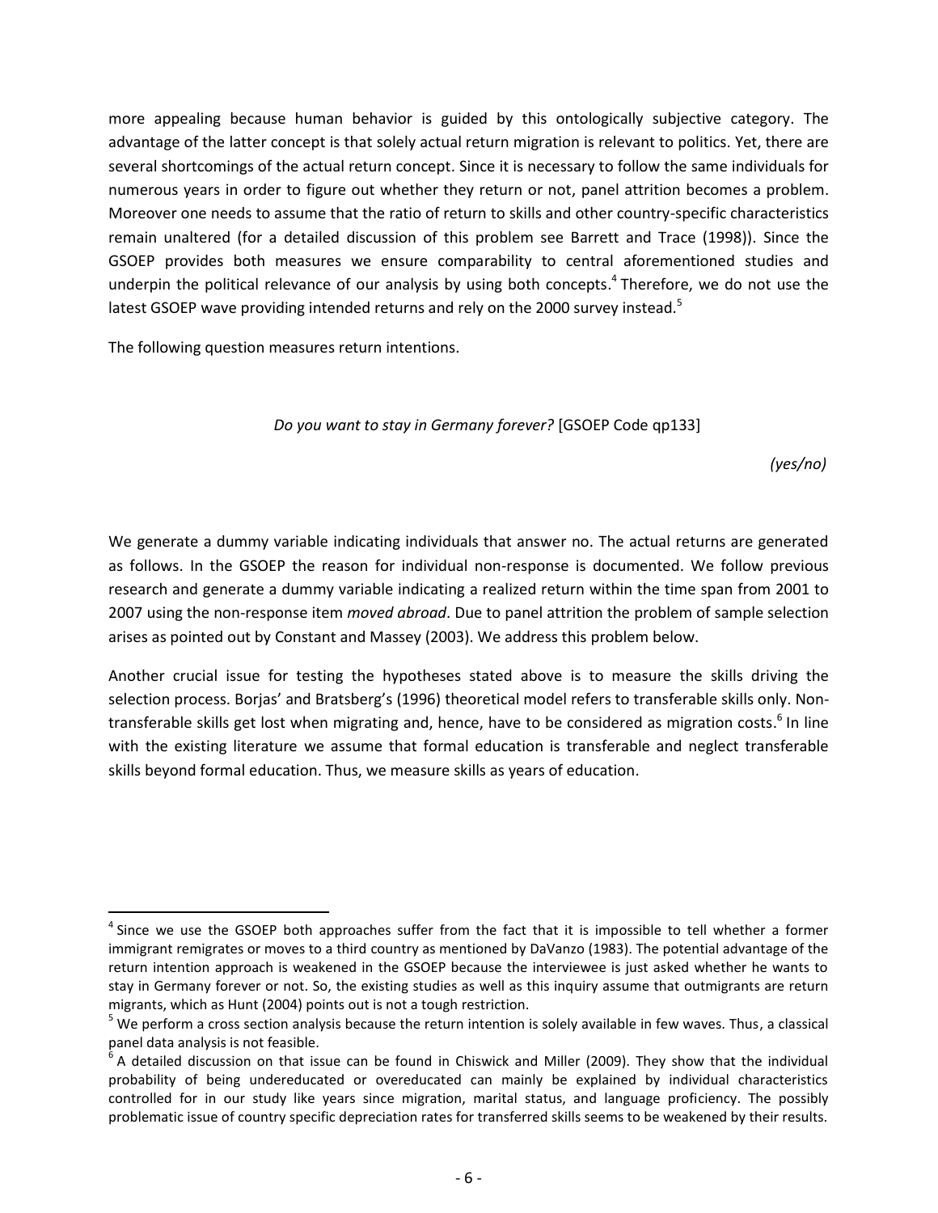more appealing because human behavior is guided by this ontologically subjective category. The advantage of the latter concept is that solely actual return migration is relevant to politics. Yet, there are several shortcomings of the actual return concept. Since it is necessary to follow the same individuals for numerous years in order to figure out whether they return or not, panel attrition becomes a problem. Moreover one needs to assume that the ratio of return to skills and other country-specific characteristics remain unaltered (for a detailed discussion of this problem see Barrett and Trace (1998)). Since the GSOEP provides both measures we ensure comparability to central aforementioned studies and underpin the political relevance of our analysis by using both concepts.[4] Therefore, we do not use the latest GSOEP wave providing intended returns and rely on the 2000 survey instead.[5]

The following question measures return intentions.

*Do you want to stay in Germany forever?* [GSOEP Code qp133]

*(yes/no)*

We generate a dummy variable indicating individuals that answer no. The actual returns are generated as follows. In the GSOEP the reason for individual non-response is documented. We follow previous research and generate a dummy variable indicating a realized return within the time span from 2001 to 2007 using the non-response item *moved abroad*. Due to panel attrition the problem of sample selection arises as pointed out by Constant and Massey (2003). We address this problem below.

Another crucial issue for testing the hypotheses stated above is to measure the skills driving the selection process. Borjas' and Bratsberg's (1996) theoretical model refers to transferable skills only. Non-transferable skills get lost when migrating and, hence, have to be considered as migration costs.[6] In line with the existing literature we assume that formal education is transferable and neglect transferable skills beyond formal education. Thus, we measure skills as years of education.

---

[4] Since we use the GSOEP both approaches suffer from the fact that it is impossible to tell whether a former immigrant remigrates or moves to a third country as mentioned by DaVanzo (1983). The potential advantage of the return intention approach is weakened in the GSOEP because the interviewee is just asked whether he wants to stay in Germany forever or not. So, the existing studies as well as this inquiry assume that outmigrants are return migrants, which as Hunt (2004) points out is not a tough restriction.

[5] We perform a cross section analysis because the return intention is solely available in few waves. Thus, a classical panel data analysis is not feasible.

[6] A detailed discussion on that issue can be found in Chiswick and Miller (2009). They show that the individual probability of being undereducated or overeducated can mainly be explained by individual characteristics controlled for in our study like years since migration, marital status, and language proficiency. The possibly problematic issue of country specific depreciation rates for transferred skills seems to be weakened by their results.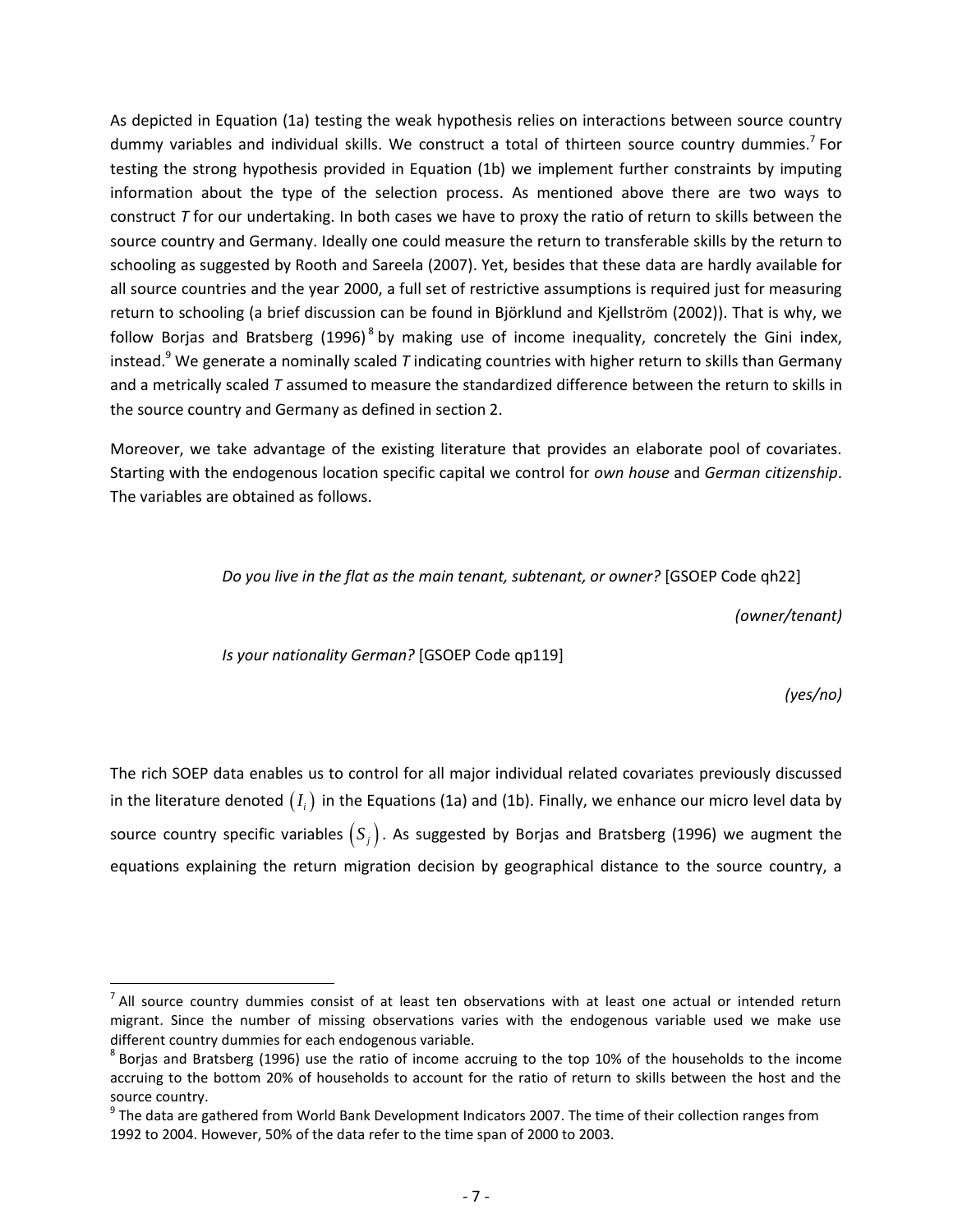As depicted in Equation (1a) testing the weak hypothesis relies on interactions between source country dummy variables and individual skills. We construct a total of thirteen source country dummies.[7] For testing the strong hypothesis provided in Equation (1b) we implement further constraints by imputing information about the type of the selection process. As mentioned above there are two ways to construct *T* for our undertaking. In both cases we have to proxy the ratio of return to skills between the source country and Germany. Ideally one could measure the return to transferable skills by the return to schooling as suggested by Rooth and Sareela (2007). Yet, besides that these data are hardly available for all source countries and the year 2000, a full set of restrictive assumptions is required just for measuring return to schooling (a brief discussion can be found in Björklund and Kjellström (2002)). That is why, we follow Borjas and Bratsberg (1996)[8] by making use of income inequality, concretely the Gini index, instead.[9] We generate a nominally scaled *T* indicating countries with higher return to skills than Germany and a metrically scaled *T* assumed to measure the standardized difference between the return to skills in the source country and Germany as defined in section 2.

Moreover, we take advantage of the existing literature that provides an elaborate pool of covariates. Starting with the endogenous location specific capital we control for *own house* and *German citizenship*. The variables are obtained as follows.

*Do you live in the flat as the main tenant, subtenant, or owner?* [GSOEP Code qh22]

*(owner/tenant)*

*Is your nationality German?* [GSOEP Code qp119]

*(yes/no)*

The rich SOEP data enables us to control for all major individual related covariates previously discussed in the literature denoted $(I_i)$ in the Equations (1a) and (1b). Finally, we enhance our micro level data by source country specific variables $(S_j)$. As suggested by Borjas and Bratsberg (1996) we augment the equations explaining the return migration decision by geographical distance to the source country, a

---

[7] All source country dummies consist of at least ten observations with at least one actual or intended return migrant. Since the number of missing observations varies with the endogenous variable used we make use different country dummies for each endogenous variable.

[8] Borjas and Bratsberg (1996) use the ratio of income accruing to the top 10% of the households to the income accruing to the bottom 20% of households to account for the ratio of return to skills between the host and the source country.

[9] The data are gathered from World Bank Development Indicators 2007. The time of their collection ranges from 1992 to 2004. However, 50% of the data refer to the time span of 2000 to 2003.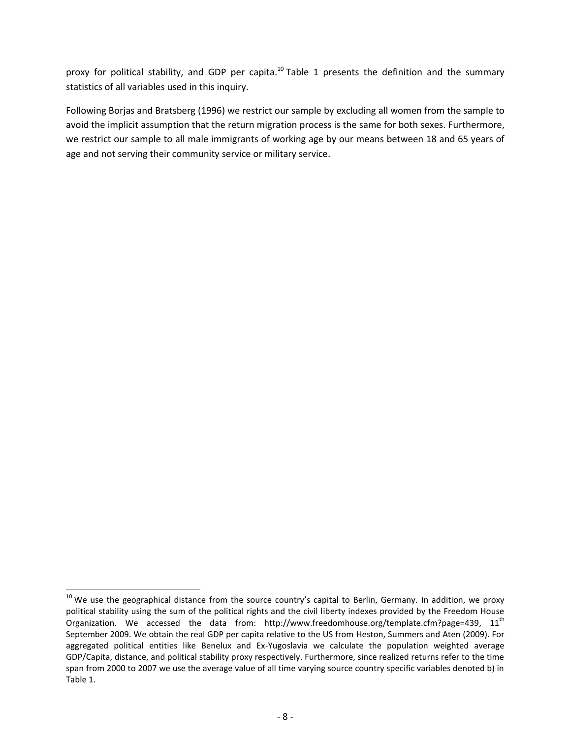proxy for political stability, and GDP per capita.[10] Table 1 presents the definition and the summary statistics of all variables used in this inquiry.

Following Borjas and Bratsberg (1996) we restrict our sample by excluding all women from the sample to avoid the implicit assumption that the return migration process is the same for both sexes. Furthermore, we restrict our sample to all male immigrants of working age by our means between 18 and 65 years of age and not serving their community service or military service.

---

[10] We use the geographical distance from the source country's capital to Berlin, Germany. In addition, we proxy political stability using the sum of the political rights and the civil liberty indexes provided by the Freedom House Organization. We accessed the data from: http://www.freedomhouse.org/template.cfm?page=439, 11th September 2009. We obtain the real GDP per capita relative to the US from Heston, Summers and Aten (2009). For aggregated political entities like Benelux and Ex-Yugoslavia we calculate the population weighted average GDP/Capita, distance, and political stability proxy respectively. Furthermore, since realized returns refer to the time span from 2000 to 2007 we use the average value of all time varying source country specific variables denoted b) in Table 1.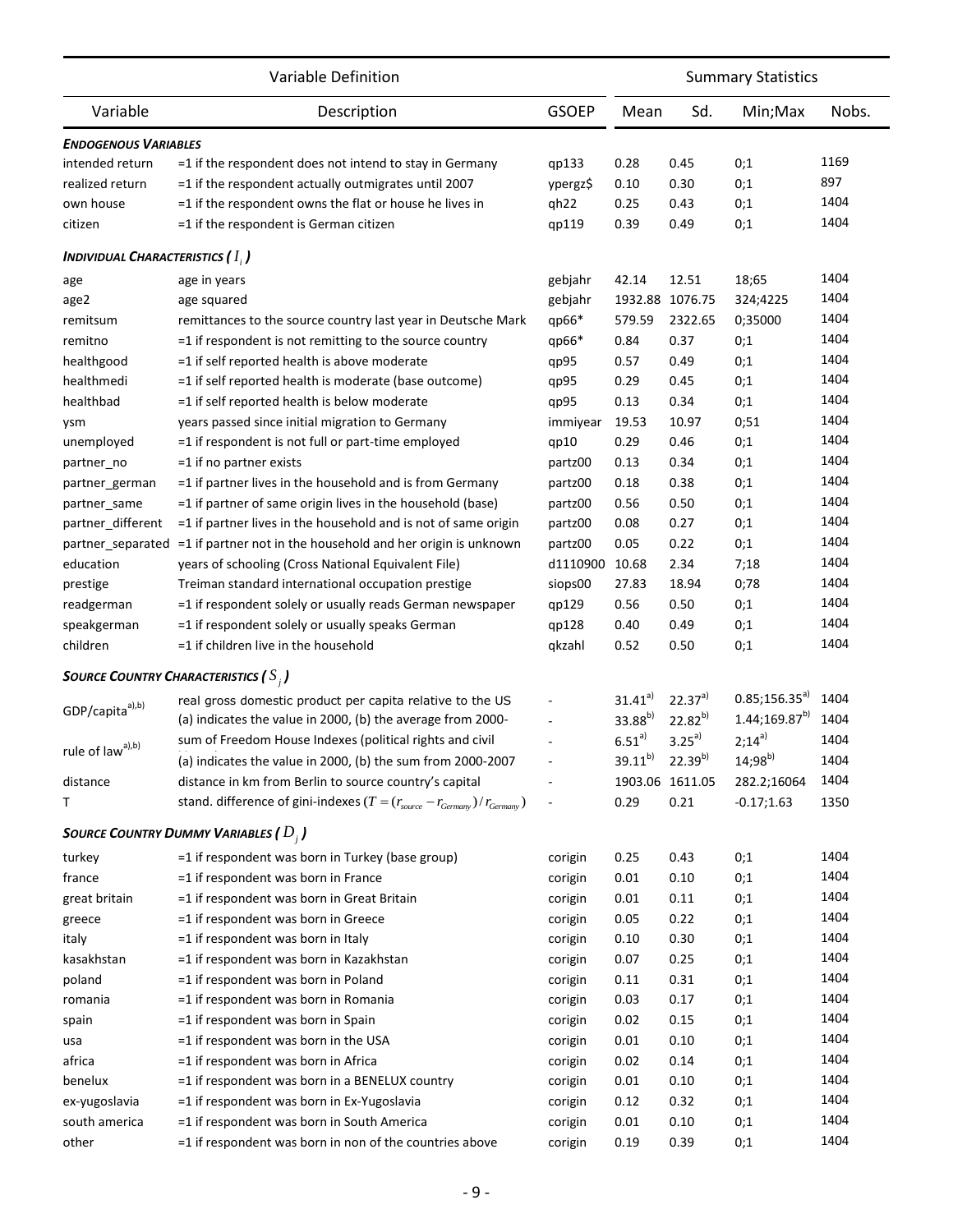| Variable Definition | | | Summary Statistics | | | |
|---|---|---|---|---|---|---|
| Variable | Description | GSOEP | Mean | Sd. | Min;Max | Nobs. |
| ***Endogenous Variables*** | | | | | | |
| intended return | =1 if the respondent does not intend to stay in Germany | qp133 | 0.28 | 0.45 | 0;1 | 1169 |
| realized return | =1 if the respondent actually outmigrates until 2007 | ypergz$ | 0.10 | 0.30 | 0;1 | 897 |
| own house | =1 if the respondent owns the flat or house he lives in | qh22 | 0.25 | 0.43 | 0;1 | 1404 |
| citizen | =1 if the respondent is German citizen | qp119 | 0.39 | 0.49 | 0;1 | 1404 |
| ***Individual Characteristics ( $I_i$ )*** | | | | | | |
| age | age in years | gebjahr | 42.14 | 12.51 | 18;65 | 1404 |
| age2 | age squared | gebjahr | 1932.88 | 1076.75 | 324;4225 | 1404 |
| remitsum | remittances to the source country last year in Deutsche Mark | qp66* | 579.59 | 2322.65 | 0;35000 | 1404 |
| remitno | =1 if respondent is not remitting to the source country | qp66* | 0.84 | 0.37 | 0;1 | 1404 |
| healthgood | =1 if self reported health is above moderate | qp95 | 0.57 | 0.49 | 0;1 | 1404 |
| healthmedi | =1 if self reported health is moderate (base outcome) | qp95 | 0.29 | 0.45 | 0;1 | 1404 |
| healthbad | =1 if self reported health is below moderate | qp95 | 0.13 | 0.34 | 0;1 | 1404 |
| ysm | years passed since initial migration to Germany | immiyear | 19.53 | 10.97 | 0;51 | 1404 |
| unemployed | =1 if respondent is not full or part-time employed | qp10 | 0.29 | 0.46 | 0;1 | 1404 |
| partner_no | =1 if no partner exists | partz00 | 0.13 | 0.34 | 0;1 | 1404 |
| partner_german | =1 if partner lives in the household and is from Germany | partz00 | 0.18 | 0.38 | 0;1 | 1404 |
| partner_same | =1 if partner of same origin lives in the household (base) | partz00 | 0.56 | 0.50 | 0;1 | 1404 |
| partner_different | =1 if partner lives in the household and is not of same origin | partz00 | 0.08 | 0.27 | 0;1 | 1404 |
| partner_separated | =1 if partner not in the household and her origin is unknown | partz00 | 0.05 | 0.22 | 0;1 | 1404 |
| education | years of schooling (Cross National Equivalent File) | d1110900 | 10.68 | 2.34 | 7;18 | 1404 |
| prestige | Treiman standard international occupation prestige | siops00 | 27.83 | 18.94 | 0;78 | 1404 |
| readgerman | =1 if respondent solely or usually reads German newspaper | qp129 | 0.56 | 0.50 | 0;1 | 1404 |
| speakgerman | =1 if respondent solely or usually speaks German | qp128 | 0.40 | 0.49 | 0;1 | 1404 |
| children | =1 if children live in the household | qkzahl | 0.52 | 0.50 | 0;1 | 1404 |
| ***Source Country Characteristics ( $S_j$ )*** | | | | | | |
| GDP/capita[a),b)] | real gross domestic product per capita relative to the US | - | 31.41[a)] | 22.37[a)] | 0.85;156.35[a)] | 1404 |
| | (a) indicates the value in 2000, (b) the average from 2000- | - | 33.88[b)] | 22.82[b)] | 1.44;169.87[b)] | 1404 |
| rule of law[a),b)] | sum of Freedom House Indexes (political rights and civil | - | 6.51[a)] | 3.25[a)] | 2;14[a)] | 1404 |
| | (a) indicates the value in 2000, (b) the sum from 2000-2007 | - | 39.11[b)] | 22.39[b)] | 14;98[b)] | 1404 |
| distance | distance in km from Berlin to source country's capital | - | 1903.06 | 1611.05 | 282.2;16064 | 1404 |
| T | stand. difference of gini-indexes ($T=(r_{source}-r_{Germany})/r_{Germany}$) | - | 0.29 | 0.21 | -0.17;1.63 | 1350 |
| ***Source Country Dummy Variables ( $D_j$ )*** | | | | | | |
| turkey | =1 if respondent was born in Turkey (base group) | corigin | 0.25 | 0.43 | 0;1 | 1404 |
| france | =1 if respondent was born in France | corigin | 0.01 | 0.10 | 0;1 | 1404 |
| great britain | =1 if respondent was born in Great Britain | corigin | 0.01 | 0.11 | 0;1 | 1404 |
| greece | =1 if respondent was born in Greece | corigin | 0.05 | 0.22 | 0;1 | 1404 |
| italy | =1 if respondent was born in Italy | corigin | 0.10 | 0.30 | 0;1 | 1404 |
| kasakhstan | =1 if respondent was born in Kazakhstan | corigin | 0.07 | 0.25 | 0;1 | 1404 |
| poland | =1 if respondent was born in Poland | corigin | 0.11 | 0.31 | 0;1 | 1404 |
| romania | =1 if respondent was born in Romania | corigin | 0.03 | 0.17 | 0;1 | 1404 |
| spain | =1 if respondent was born in Spain | corigin | 0.02 | 0.15 | 0;1 | 1404 |
| usa | =1 if respondent was born in the USA | corigin | 0.01 | 0.10 | 0;1 | 1404 |
| africa | =1 if respondent was born in Africa | corigin | 0.02 | 0.14 | 0;1 | 1404 |
| benelux | =1 if respondent was born in a BENELUX country | corigin | 0.01 | 0.10 | 0;1 | 1404 |
| ex-yugoslavia | =1 if respondent was born in Ex-Yugoslavia | corigin | 0.12 | 0.32 | 0;1 | 1404 |
| south america | =1 if respondent was born in South America | corigin | 0.01 | 0.10 | 0;1 | 1404 |
| other | =1 if respondent was born in non of the countries above | corigin | 0.19 | 0.39 | 0;1 | 1404 |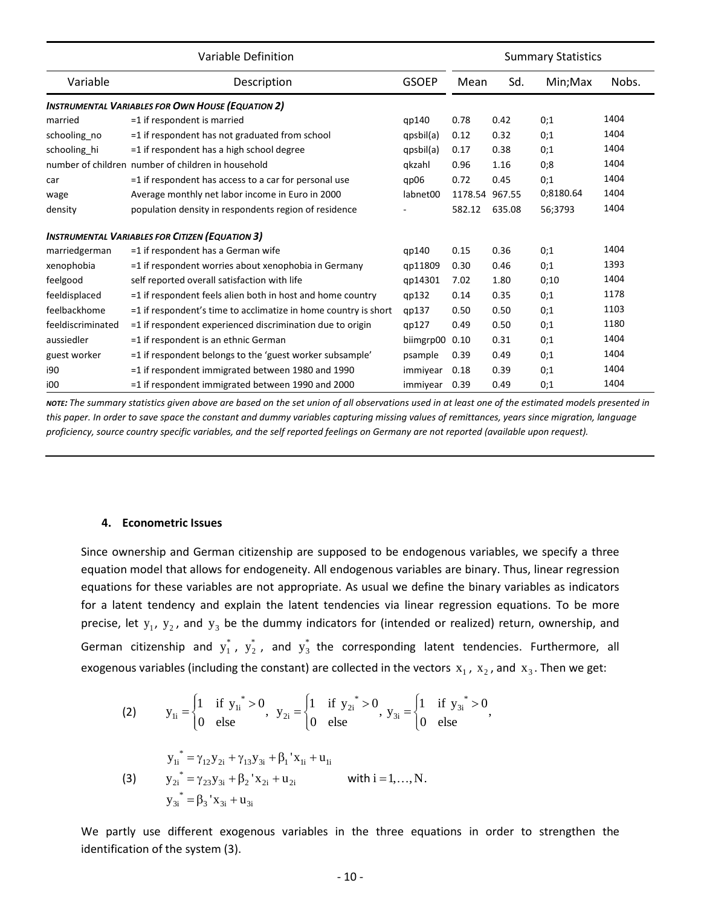| Variable Definition | | | Summary Statistics | | | |
|---|---|---|---|---|---|---|
| Variable | Description | GSOEP | Mean | Sd. | Min;Max | Nobs. |
| ***Instrumental Variables for Own House (Equation 2)*** | | | | | | |
| married | =1 if respondent is married | qp140 | 0.78 | 0.42 | 0;1 | 1404 |
| schooling_no | =1 if respondent has not graduated from school | qpsbil(a) | 0.12 | 0.32 | 0;1 | 1404 |
| schooling_hi | =1 if respondent has a high school degree | qpsbil(a) | 0.17 | 0.38 | 0;1 | 1404 |
| number of children | number of children in household | qkzahl | 0.96 | 1.16 | 0;8 | 1404 |
| car | =1 if respondent has access to a car for personal use | qp06 | 0.72 | 0.45 | 0;1 | 1404 |
| wage | Average monthly net labor income in Euro in 2000 | labnet00 | 1178.54 | 967.55 | 0;8180.64 | 1404 |
| density | population density in respondents region of residence | - | 582.12 | 635.08 | 56;3793 | 1404 |
| ***Instrumental Variables for Citizen (Equation 3)*** | | | | | | |
| marriedgerman | =1 if respondent has a German wife | qp140 | 0.15 | 0.36 | 0;1 | 1404 |
| xenophobia | =1 if respondent worries about xenophobia in Germany | qp11809 | 0.30 | 0.46 | 0;1 | 1393 |
| feelgood | self reported overall satisfaction with life | qp14301 | 7.02 | 1.80 | 0;10 | 1404 |
| feeldisplaced | =1 if respondent feels alien both in host and home country | qp132 | 0.14 | 0.35 | 0;1 | 1178 |
| feelbackhome | =1 if respondent's time to acclimatize in home country is short | qp137 | 0.50 | 0.50 | 0;1 | 1103 |
| feeldiscriminated | =1 if respondent experienced discrimination due to origin | qp127 | 0.49 | 0.50 | 0;1 | 1180 |
| aussiedler | =1 if respondent is an ethnic German | biimgrp00 | 0.10 | 0.31 | 0;1 | 1404 |
| guest worker | =1 if respondent belongs to the 'guest worker subsample' | psample | 0.39 | 0.49 | 0;1 | 1404 |
| i90 | =1 if respondent immigrated between 1980 and 1990 | immiyear | 0.18 | 0.39 | 0;1 | 1404 |
| i00 | =1 if respondent immigrated between 1990 and 2000 | immiyear | 0.39 | 0.49 | 0;1 | 1404 |

***NOTE:** The summary statistics given above are based on the set union of all observations used in at least one of the estimated models presented in this paper. In order to save space the constant and dummy variables capturing missing values of remittances, years since migration, language proficiency, source country specific variables, and the self reported feelings on Germany are not reported (available upon request).*

### 4. Econometric Issues

Since ownership and German citizenship are supposed to be endogenous variables, we specify a three equation model that allows for endogeneity. All endogenous variables are binary. Thus, linear regression equations for these variables are not appropriate. As usual we define the binary variables as indicators for a latent tendency and explain the latent tendencies via linear regression equations. To be more precise, let $y_1$, $y_2$, and $y_3$ be the dummy indicators for (intended or realized) return, ownership, and German citizenship and $y_1^*$, $y_2^*$, and $y_3^*$ the corresponding latent tendencies. Furthermore, all exogenous variables (including the constant) are collected in the vectors $x_1$, $x_2$, and $x_3$. Then we get:

$$\text{(2)} \qquad y_{1i} = \begin{cases} 1 & \text{if } y_{1i}^* > 0 \\ 0 & \text{else} \end{cases}, \quad y_{2i} = \begin{cases} 1 & \text{if } y_{2i}^* > 0 \\ 0 & \text{else} \end{cases}, \quad y_{3i} = \begin{cases} 1 & \text{if } y_{3i}^* > 0 \\ 0 & \text{else} \end{cases},$$

$$\text{(3)} \qquad \begin{aligned} y_{1i}^* &= \gamma_{12} y_{2i} + \gamma_{13} y_{3i} + \beta_1' x_{1i} + u_{1i} \\ y_{2i}^* &= \gamma_{23} y_{3i} + \beta_2' x_{2i} + u_{2i} \qquad \text{with } i = 1, \ldots, N. \\ y_{3i}^* &= \beta_3' x_{3i} + u_{3i} \end{aligned}$$

We partly use different exogenous variables in the three equations in order to strengthen the identification of the system (3).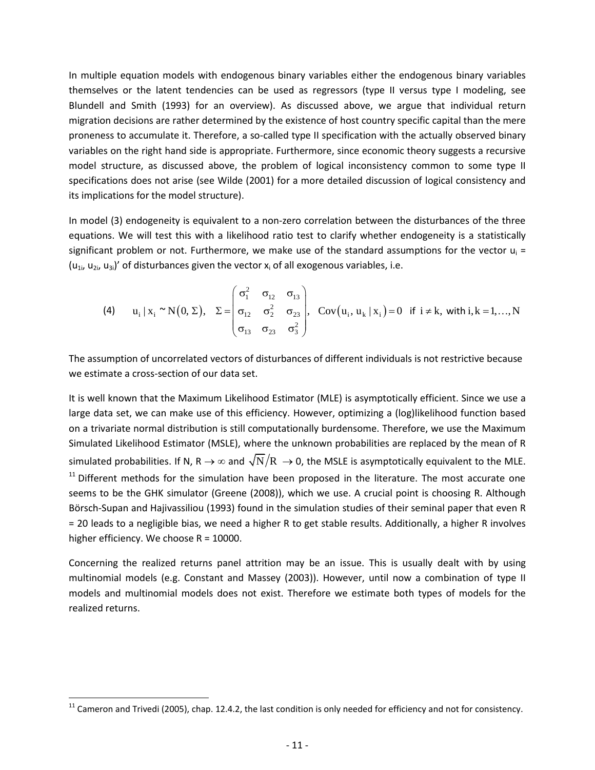In multiple equation models with endogenous binary variables either the endogenous binary variables themselves or the latent tendencies can be used as regressors (type II versus type I modeling, see Blundell and Smith (1993) for an overview). As discussed above, we argue that individual return migration decisions are rather determined by the existence of host country specific capital than the mere proneness to accumulate it. Therefore, a so-called type II specification with the actually observed binary variables on the right hand side is appropriate. Furthermore, since economic theory suggests a recursive model structure, as discussed above, the problem of logical inconsistency common to some type II specifications does not arise (see Wilde (2001) for a more detailed discussion of logical consistency and its implications for the model structure).

In model (3) endogeneity is equivalent to a non-zero correlation between the disturbances of the three equations. We will test this with a likelihood ratio test to clarify whether endogeneity is a statistically significant problem or not. Furthermore, we make use of the standard assumptions for the vector $u_i = (u_{1i}, u_{2i}, u_{3i})'$ of disturbances given the vector $x_i$ of all exogenous variables, i.e.

$$\text{(4)} \qquad u_i \mid x_i \sim N(0, \Sigma), \quad \Sigma = \begin{pmatrix} \sigma_1^2 & \sigma_{12} & \sigma_{13} \\ \sigma_{12} & \sigma_2^2 & \sigma_{23} \\ \sigma_{13} & \sigma_{23} & \sigma_3^2 \end{pmatrix}, \quad \text{Cov}(u_i, u_k \mid x_i) = 0 \ \text{ if } i \neq k, \text{ with } i, k = 1, \ldots, N$$

The assumption of uncorrelated vectors of disturbances of different individuals is not restrictive because we estimate a cross-section of our data set.

It is well known that the Maximum Likelihood Estimator (MLE) is asymptotically efficient. Since we use a large data set, we can make use of this efficiency. However, optimizing a (log)likelihood function based on a trivariate normal distribution is still computationally burdensome. Therefore, we use the Maximum Simulated Likelihood Estimator (MSLE), where the unknown probabilities are replaced by the mean of R simulated probabilities. If N, $R \to \infty$ and $\sqrt{N}/R \to 0$, the MSLE is asymptotically equivalent to the MLE.[11] Different methods for the simulation have been proposed in the literature. The most accurate one seems to be the GHK simulator (Greene (2008)), which we use. A crucial point is choosing R. Although Börsch-Supan and Hajivassiliou (1993) found in the simulation studies of their seminal paper that even R = 20 leads to a negligible bias, we need a higher R to get stable results. Additionally, a higher R involves higher efficiency. We choose R = 10000.

Concerning the realized returns panel attrition may be an issue. This is usually dealt with by using multinomial models (e.g. Constant and Massey (2003)). However, until now a combination of type II models and multinomial models does not exist. Therefore we estimate both types of models for the realized returns.

[11] Cameron and Trivedi (2005), chap. 12.4.2, the last condition is only needed for efficiency and not for consistency.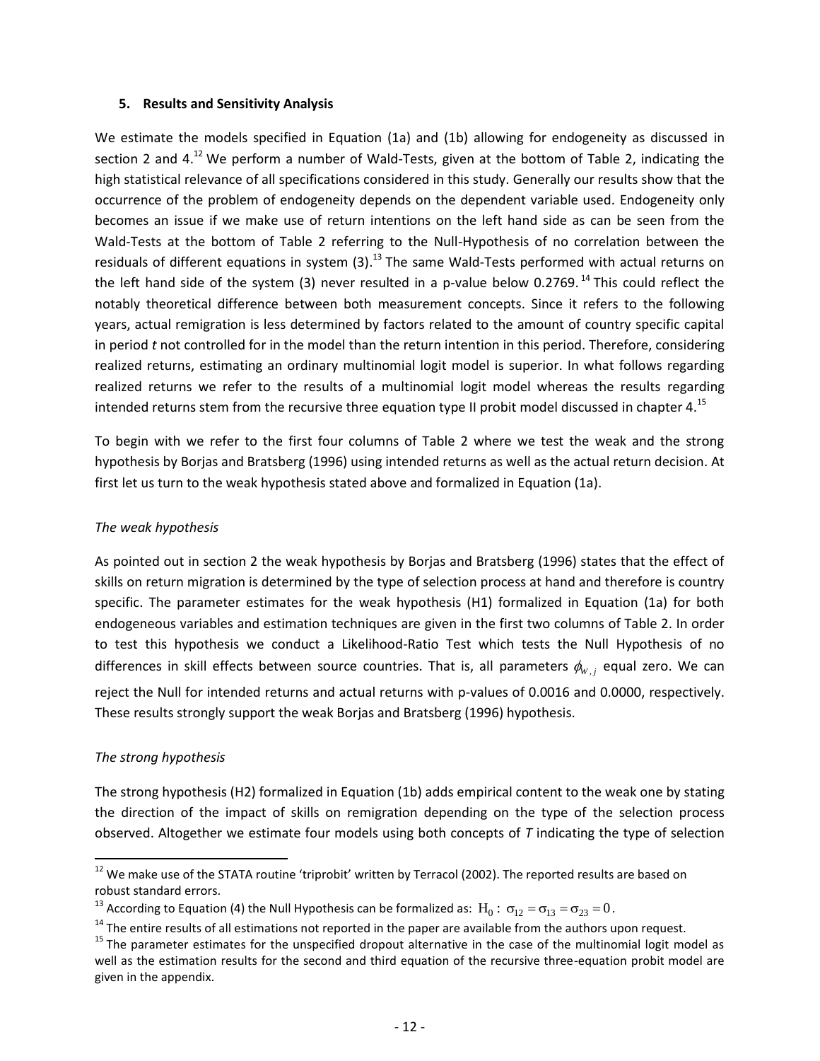### 5. Results and Sensitivity Analysis

We estimate the models specified in Equation (1a) and (1b) allowing for endogeneity as discussed in section 2 and 4.[12] We perform a number of Wald-Tests, given at the bottom of Table 2, indicating the high statistical relevance of all specifications considered in this study. Generally our results show that the occurrence of the problem of endogeneity depends on the dependent variable used. Endogeneity only becomes an issue if we make use of return intentions on the left hand side as can be seen from the Wald-Tests at the bottom of Table 2 referring to the Null-Hypothesis of no correlation between the residuals of different equations in system (3).[13] The same Wald-Tests performed with actual returns on the left hand side of the system (3) never resulted in a p-value below 0.2769.[14] This could reflect the notably theoretical difference between both measurement concepts. Since it refers to the following years, actual remigration is less determined by factors related to the amount of country specific capital in period *t* not controlled for in the model than the return intention in this period. Therefore, considering realized returns, estimating an ordinary multinomial logit model is superior. In what follows regarding realized returns we refer to the results of a multinomial logit model whereas the results regarding intended returns stem from the recursive three equation type II probit model discussed in chapter 4.[15]

To begin with we refer to the first four columns of Table 2 where we test the weak and the strong hypothesis by Borjas and Bratsberg (1996) using intended returns as well as the actual return decision. At first let us turn to the weak hypothesis stated above and formalized in Equation (1a).

*The weak hypothesis*

As pointed out in section 2 the weak hypothesis by Borjas and Bratsberg (1996) states that the effect of skills on return migration is determined by the type of selection process at hand and therefore is country specific. The parameter estimates for the weak hypothesis (H1) formalized in Equation (1a) for both endogeneous variables and estimation techniques are given in the first two columns of Table 2. In order to test this hypothesis we conduct a Likelihood-Ratio Test which tests the Null Hypothesis of no differences in skill effects between source countries. That is, all parameters $\phi_{W,j}$ equal zero. We can reject the Null for intended returns and actual returns with p-values of 0.0016 and 0.0000, respectively. These results strongly support the weak Borjas and Bratsberg (1996) hypothesis.

*The strong hypothesis*

The strong hypothesis (H2) formalized in Equation (1b) adds empirical content to the weak one by stating the direction of the impact of skills on remigration depending on the type of the selection process observed. Altogether we estimate four models using both concepts of *T* indicating the type of selection

---

[12] We make use of the STATA routine 'triprobit' written by Terracol (2002). The reported results are based on robust standard errors.

[13] According to Equation (4) the Null Hypothesis can be formalized as: $\mathrm{H}_0: \sigma_{12} = \sigma_{13} = \sigma_{23} = 0$.

[14] The entire results of all estimations not reported in the paper are available from the authors upon request.

[15] The parameter estimates for the unspecified dropout alternative in the case of the multinomial logit model as well as the estimation results for the second and third equation of the recursive three-equation probit model are given in the appendix.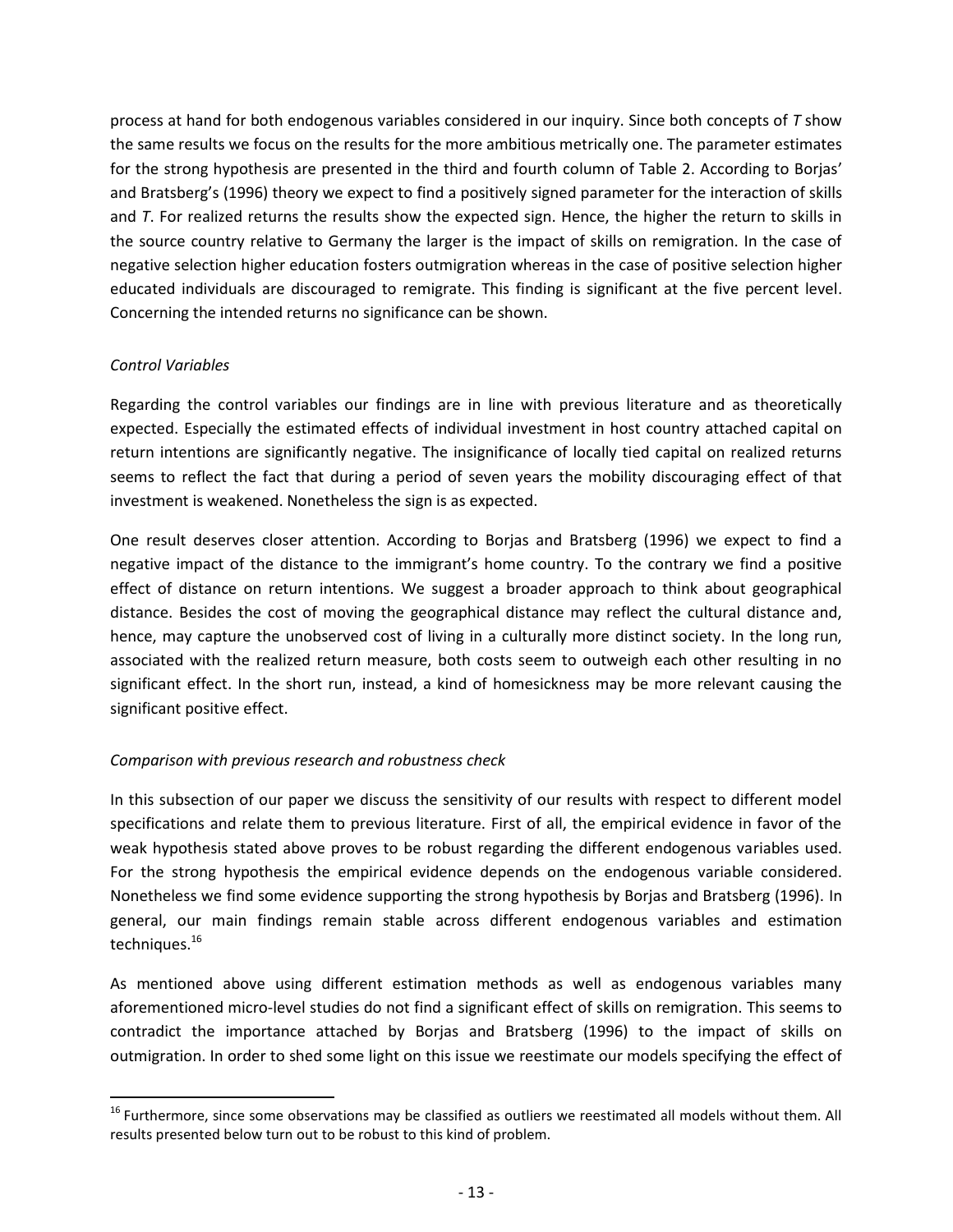process at hand for both endogenous variables considered in our inquiry. Since both concepts of *T* show the same results we focus on the results for the more ambitious metrically one. The parameter estimates for the strong hypothesis are presented in the third and fourth column of Table 2. According to Borjas' and Bratsberg's (1996) theory we expect to find a positively signed parameter for the interaction of skills and *T*. For realized returns the results show the expected sign. Hence, the higher the return to skills in the source country relative to Germany the larger is the impact of skills on remigration. In the case of negative selection higher education fosters outmigration whereas in the case of positive selection higher educated individuals are discouraged to remigrate. This finding is significant at the five percent level. Concerning the intended returns no significance can be shown.

*Control Variables*

Regarding the control variables our findings are in line with previous literature and as theoretically expected. Especially the estimated effects of individual investment in host country attached capital on return intentions are significantly negative. The insignificance of locally tied capital on realized returns seems to reflect the fact that during a period of seven years the mobility discouraging effect of that investment is weakened. Nonetheless the sign is as expected.

One result deserves closer attention. According to Borjas and Bratsberg (1996) we expect to find a negative impact of the distance to the immigrant's home country. To the contrary we find a positive effect of distance on return intentions. We suggest a broader approach to think about geographical distance. Besides the cost of moving the geographical distance may reflect the cultural distance and, hence, may capture the unobserved cost of living in a culturally more distinct society. In the long run, associated with the realized return measure, both costs seem to outweigh each other resulting in no significant effect. In the short run, instead, a kind of homesickness may be more relevant causing the significant positive effect.

*Comparison with previous research and robustness check*

In this subsection of our paper we discuss the sensitivity of our results with respect to different model specifications and relate them to previous literature. First of all, the empirical evidence in favor of the weak hypothesis stated above proves to be robust regarding the different endogenous variables used. For the strong hypothesis the empirical evidence depends on the endogenous variable considered. Nonetheless we find some evidence supporting the strong hypothesis by Borjas and Bratsberg (1996). In general, our main findings remain stable across different endogenous variables and estimation techniques.[16]

As mentioned above using different estimation methods as well as endogenous variables many aforementioned micro-level studies do not find a significant effect of skills on remigration. This seems to contradict the importance attached by Borjas and Bratsberg (1996) to the impact of skills on outmigration. In order to shed some light on this issue we reestimate our models specifying the effect of

[16] Furthermore, since some observations may be classified as outliers we reestimated all models without them. All results presented below turn out to be robust to this kind of problem.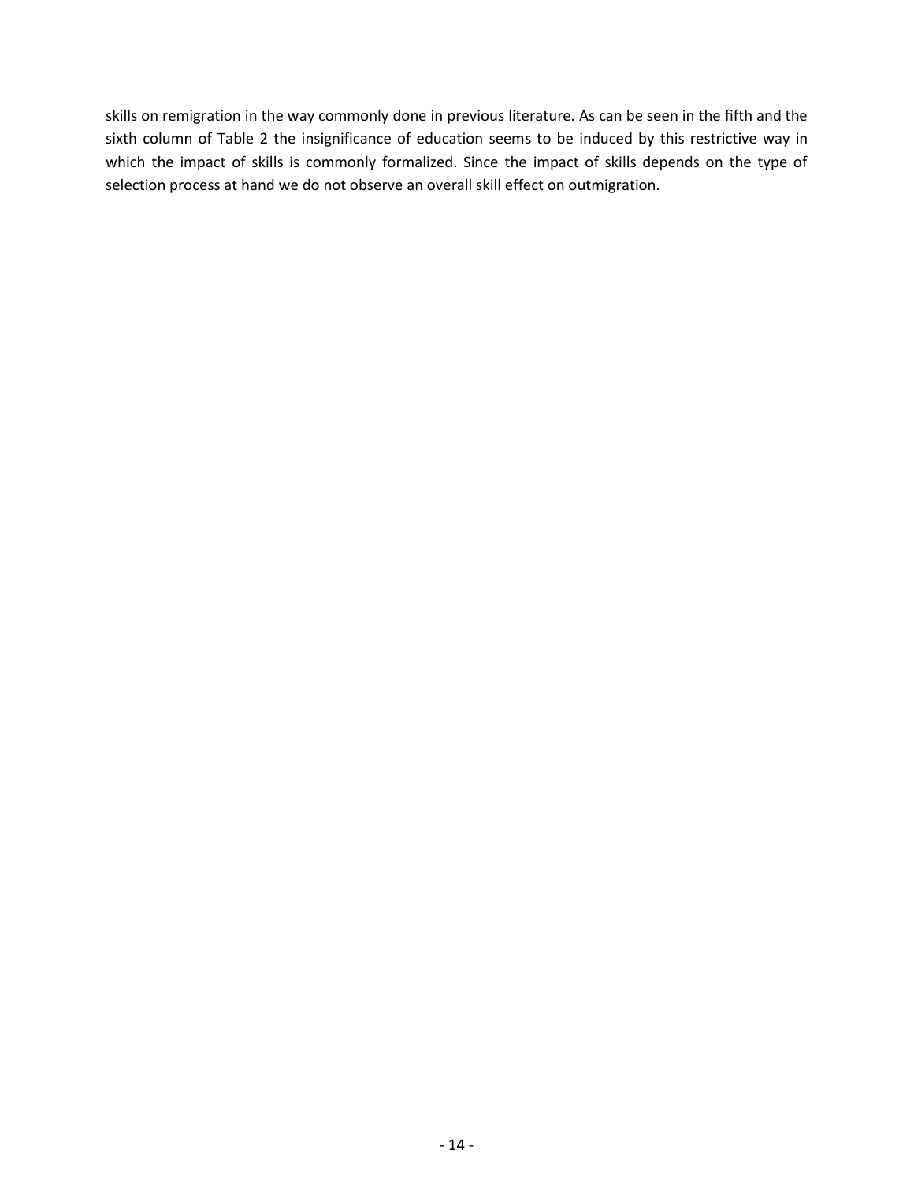skills on remigration in the way commonly done in previous literature. As can be seen in the fifth and the sixth column of Table 2 the insignificance of education seems to be induced by this restrictive way in which the impact of skills is commonly formalized. Since the impact of skills depends on the type of selection process at hand we do not observe an overall skill effect on outmigration.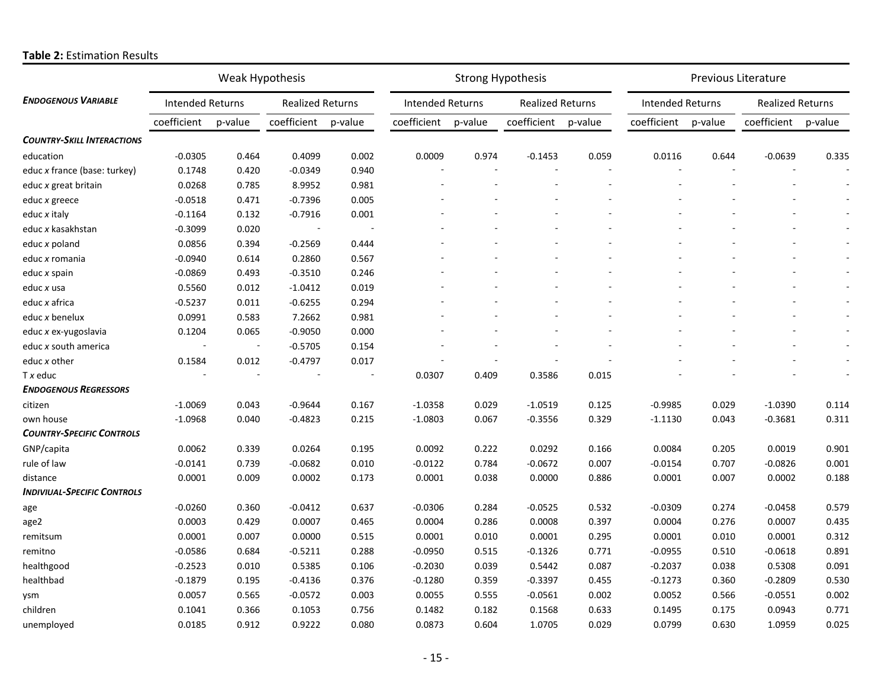**Table 2:** Estimation Results

| | Weak Hypothesis | | | | Strong Hypothesis | | | | Previous Literature | | | |
|---|---|---|---|---|---|---|---|---|---|---|---|---|
| ***ENDOGENOUS VARIABLE*** | Intended Returns | | Realized Returns | | Intended Returns | | Realized Returns | | Intended Returns | | Realized Returns | |
| | coefficient | p-value | coefficient | p-value | coefficient | p-value | coefficient | p-value | coefficient | p-value | coefficient | p-value |
| ***COUNTRY-SKILL INTERACTIONS*** | | | | | | | | | | | | |
| education | -0.0305 | 0.464 | 0.4099 | 0.002 | 0.0009 | 0.974 | -0.1453 | 0.059 | 0.0116 | 0.644 | -0.0639 | 0.335 |
| educ *x* france (base: turkey) | 0.1748 | 0.420 | -0.0349 | 0.940 | - | - | - | - | - | - | - | - |
| educ *x* great britain | 0.0268 | 0.785 | 8.9952 | 0.981 | - | - | - | - | - | - | - | - |
| educ *x* greece | -0.0518 | 0.471 | -0.7396 | 0.005 | - | - | - | - | - | - | - | - |
| educ *x* italy | -0.1164 | 0.132 | -0.7916 | 0.001 | - | - | - | - | - | - | - | - |
| educ *x* kasakhstan | -0.3099 | 0.020 | - | - | - | - | - | - | - | - | - | - |
| educ *x* poland | 0.0856 | 0.394 | -0.2569 | 0.444 | - | - | - | - | - | - | - | - |
| educ *x* romania | -0.0940 | 0.614 | 0.2860 | 0.567 | - | - | - | - | - | - | - | - |
| educ *x* spain | -0.0869 | 0.493 | -0.3510 | 0.246 | - | - | - | - | - | - | - | - |
| educ *x* usa | 0.5560 | 0.012 | -1.0412 | 0.019 | - | - | - | - | - | - | - | - |
| educ *x* africa | -0.5237 | 0.011 | -0.6255 | 0.294 | - | - | - | - | - | - | - | - |
| educ *x* benelux | 0.0991 | 0.583 | 7.2662 | 0.981 | - | - | - | - | - | - | - | - |
| educ *x* ex-yugoslavia | 0.1204 | 0.065 | -0.9050 | 0.000 | - | - | - | - | - | - | - | - |
| educ *x* south america | - | - | -0.5705 | 0.154 | - | - | - | - | - | - | - | - |
| educ *x* other | 0.1584 | 0.012 | -0.4797 | 0.017 | - | - | - | - | - | - | - | - |
| T *x* educ | - | - | - | - | 0.0307 | 0.409 | 0.3586 | 0.015 | - | - | - | - |
| ***ENDOGENOUS REGRESSORS*** | | | | | | | | | | | | |
| citizen | -1.0069 | 0.043 | -0.9644 | 0.167 | -1.0358 | 0.029 | -1.0519 | 0.125 | -0.9985 | 0.029 | -1.0390 | 0.114 |
| own house | -1.0968 | 0.040 | -0.4823 | 0.215 | -1.0803 | 0.067 | -0.3556 | 0.329 | -1.1130 | 0.043 | -0.3681 | 0.311 |
| ***COUNTRY-SPECIFIC CONTROLS*** | | | | | | | | | | | | |
| GNP/capita | 0.0062 | 0.339 | 0.0264 | 0.195 | 0.0092 | 0.222 | 0.0292 | 0.166 | 0.0084 | 0.205 | 0.0019 | 0.901 |
| rule of law | -0.0141 | 0.739 | -0.0682 | 0.010 | -0.0122 | 0.784 | -0.0672 | 0.007 | -0.0154 | 0.707 | -0.0826 | 0.001 |
| distance | 0.0001 | 0.009 | 0.0002 | 0.173 | 0.0001 | 0.038 | 0.0000 | 0.886 | 0.0001 | 0.007 | 0.0002 | 0.188 |
| ***INDIVIUAL-SPECIFIC CONTROLS*** | | | | | | | | | | | | |
| age | -0.0260 | 0.360 | -0.0412 | 0.637 | -0.0306 | 0.284 | -0.0525 | 0.532 | -0.0309 | 0.274 | -0.0458 | 0.579 |
| age2 | 0.0003 | 0.429 | 0.0007 | 0.465 | 0.0004 | 0.286 | 0.0008 | 0.397 | 0.0004 | 0.276 | 0.0007 | 0.435 |
| remitsum | 0.0001 | 0.007 | 0.0000 | 0.515 | 0.0001 | 0.010 | 0.0001 | 0.295 | 0.0001 | 0.010 | 0.0001 | 0.312 |
| remitno | -0.0586 | 0.684 | -0.5211 | 0.288 | -0.0950 | 0.515 | -0.1326 | 0.771 | -0.0955 | 0.510 | -0.0618 | 0.891 |
| healthgood | -0.2523 | 0.010 | 0.5385 | 0.106 | -0.2030 | 0.039 | 0.5442 | 0.087 | -0.2037 | 0.038 | 0.5308 | 0.091 |
| healthbad | -0.1879 | 0.195 | -0.4136 | 0.376 | -0.1280 | 0.359 | -0.3397 | 0.455 | -0.1273 | 0.360 | -0.2809 | 0.530 |
| ysm | 0.0057 | 0.565 | -0.0572 | 0.003 | 0.0055 | 0.555 | -0.0561 | 0.002 | 0.0052 | 0.566 | -0.0551 | 0.002 |
| children | 0.1041 | 0.366 | 0.1053 | 0.756 | 0.1482 | 0.182 | 0.1568 | 0.633 | 0.1495 | 0.175 | 0.0943 | 0.771 |
| unemployed | 0.0185 | 0.912 | 0.9222 | 0.080 | 0.0873 | 0.604 | 1.0705 | 0.029 | 0.0799 | 0.630 | 1.0959 | 0.025 |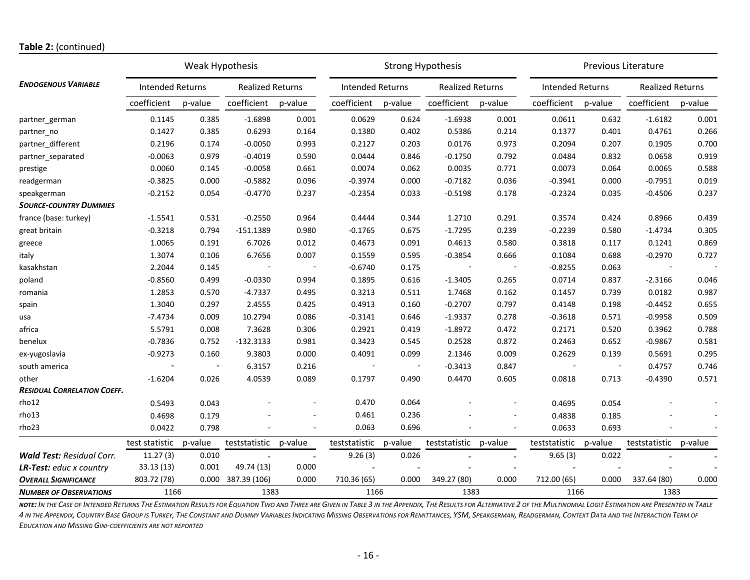**Table 2:** (continued)

| | Weak Hypothesis | | | | Strong Hypothesis | | | | Previous Literature | | | |
|---|---|---|---|---|---|---|---|---|---|---|---|---|
| ***ENDOGENOUS VARIABLE*** | Intended Returns | | Realized Returns | | Intended Returns | | Realized Returns | | Intended Returns | | Realized Returns | |
| | coefficient | p-value | coefficient | p-value | coefficient | p-value | coefficient | p-value | coefficient | p-value | coefficient | p-value |
| partner_german | 0.1145 | 0.385 | -1.6898 | 0.001 | 0.0629 | 0.624 | -1.6938 | 0.001 | 0.0611 | 0.632 | -1.6182 | 0.001 |
| partner_no | 0.1427 | 0.385 | 0.6293 | 0.164 | 0.1380 | 0.402 | 0.5386 | 0.214 | 0.1377 | 0.401 | 0.4761 | 0.266 |
| partner_different | 0.2196 | 0.174 | -0.0050 | 0.993 | 0.2127 | 0.203 | 0.0176 | 0.973 | 0.2094 | 0.207 | 0.1905 | 0.700 |
| partner_separated | -0.0063 | 0.979 | -0.4019 | 0.590 | 0.0444 | 0.846 | -0.1750 | 0.792 | 0.0484 | 0.832 | 0.0658 | 0.919 |
| prestige | 0.0060 | 0.145 | -0.0058 | 0.661 | 0.0074 | 0.062 | 0.0035 | 0.771 | 0.0073 | 0.064 | 0.0065 | 0.588 |
| readgerman | -0.3825 | 0.000 | -0.5882 | 0.096 | -0.3974 | 0.000 | -0.7182 | 0.036 | -0.3941 | 0.000 | -0.7951 | 0.019 |
| speakgerman | -0.2152 | 0.054 | -0.4770 | 0.237 | -0.2354 | 0.033 | -0.5198 | 0.178 | -0.2324 | 0.035 | -0.4506 | 0.237 |
| ***SOURCE-COUNTRY DUMMIES*** | | | | | | | | | | | | |
| france (base: turkey) | -1.5541 | 0.531 | -0.2550 | 0.964 | 0.4444 | 0.344 | 1.2710 | 0.291 | 0.3574 | 0.424 | 0.8966 | 0.439 |
| great britain | -0.3218 | 0.794 | -151.1389 | 0.980 | -0.1765 | 0.675 | -1.7295 | 0.239 | -0.2239 | 0.580 | -1.4734 | 0.305 |
| greece | 1.0065 | 0.191 | 6.7026 | 0.012 | 0.4673 | 0.091 | 0.4613 | 0.580 | 0.3818 | 0.117 | 0.1241 | 0.869 |
| italy | 1.3074 | 0.106 | 6.7656 | 0.007 | 0.1559 | 0.595 | -0.3854 | 0.666 | 0.1084 | 0.688 | -0.2970 | 0.727 |
| kasakhstan | 2.2044 | 0.145 | - | - | -0.6740 | 0.175 | - | - | -0.8255 | 0.063 | - | - |
| poland | -0.8560 | 0.499 | -0.0330 | 0.994 | 0.1895 | 0.616 | -1.3405 | 0.265 | 0.0714 | 0.837 | -2.3166 | 0.046 |
| romania | 1.2853 | 0.570 | -4.7337 | 0.495 | 0.3213 | 0.511 | 1.7468 | 0.162 | 0.1457 | 0.739 | 0.0182 | 0.987 |
| spain | 1.3040 | 0.297 | 2.4555 | 0.425 | 0.4913 | 0.160 | -0.2707 | 0.797 | 0.4148 | 0.198 | -0.4452 | 0.655 |
| usa | -7.4734 | 0.009 | 10.2794 | 0.086 | -0.3141 | 0.646 | -1.9337 | 0.278 | -0.3618 | 0.571 | -0.9958 | 0.509 |
| africa | 5.5791 | 0.008 | 7.3628 | 0.306 | 0.2921 | 0.419 | -1.8972 | 0.472 | 0.2171 | 0.520 | 0.3962 | 0.788 |
| benelux | -0.7836 | 0.752 | -132.3133 | 0.981 | 0.3423 | 0.545 | 0.2528 | 0.872 | 0.2463 | 0.652 | -0.9867 | 0.581 |
| ex-yugoslavia | -0.9273 | 0.160 | 9.3803 | 0.000 | 0.4091 | 0.099 | 2.1346 | 0.009 | 0.2629 | 0.139 | 0.5691 | 0.295 |
| south america | - | - | 6.3157 | 0.216 | - | - | -0.3413 | 0.847 | - | - | 0.4757 | 0.746 |
| other | -1.6204 | 0.026 | 4.0539 | 0.089 | 0.1797 | 0.490 | 0.4470 | 0.605 | 0.0818 | 0.713 | -0.4390 | 0.571 |
| ***RESIDUAL CORRELATION COEFF.*** | | | | | | | | | | | | |
| rho12 | 0.5493 | 0.043 | - | - | 0.470 | 0.064 | - | - | 0.4695 | 0.054 | - | - |
| rho13 | 0.4698 | 0.179 | - | - | 0.461 | 0.236 | - | - | 0.4838 | 0.185 | - | - |
| rho23 | 0.0422 | 0.798 | - | - | 0.063 | 0.696 | - | - | 0.0633 | 0.693 | - | - |
| | test statistic | p-value | teststatistic | p-value | teststatistic | p-value | teststatistic | p-value | teststatistic | p-value | teststatistic | p-value |
| ***Wald Test:*** *Residual Corr.* | 11.27 (3) | 0.010 | - | - | 9.26 (3) | 0.026 | - | - | 9.65 (3) | 0.022 | - | - |
| ***LR-Test:*** *educ x country* | 33.13 (13) | 0.001 | 49.74 (13) | 0.000 | - | - | - | - | - | - | - | - |
| ***OVERALL SIGNIFICANCE*** | 803.72 (78) | 0.000 | 387.39 (106) | 0.000 | 710.36 (65) | 0.000 | 349.27 (80) | 0.000 | 712.00 (65) | 0.000 | 337.64 (80) | 0.000 |
| ***NUMBER OF OBSERVATIONS*** | 1166 | | 1383 | | 1166 | | 1383 | | 1166 | | 1383 | |

***NOTE:*** *IN THE CASE OF INTENDED RETURNS THE ESTIMATION RESULTS FOR EQUATION TWO AND THREE ARE GIVEN IN TABLE 3 IN THE APPENDIX, THE RESULTS FOR ALTERNATIVE 2 OF THE MULTINOMIAL LOGIT ESTIMATION ARE PRESENTED IN TABLE 4 IN THE APPENDIX, COUNTRY BASE GROUP IS TURKEY, THE CONSTANT AND DUMMY VARIABLES INDICATING MISSING OBSERVATIONS FOR REMITTANCES, YSM, SPEAKGERMAN, READGERMAN, CONTEXT DATA AND THE INTERACTION TERM OF EDUCATION AND MISSING GINI-COEFFICIENTS ARE NOT REPORTED*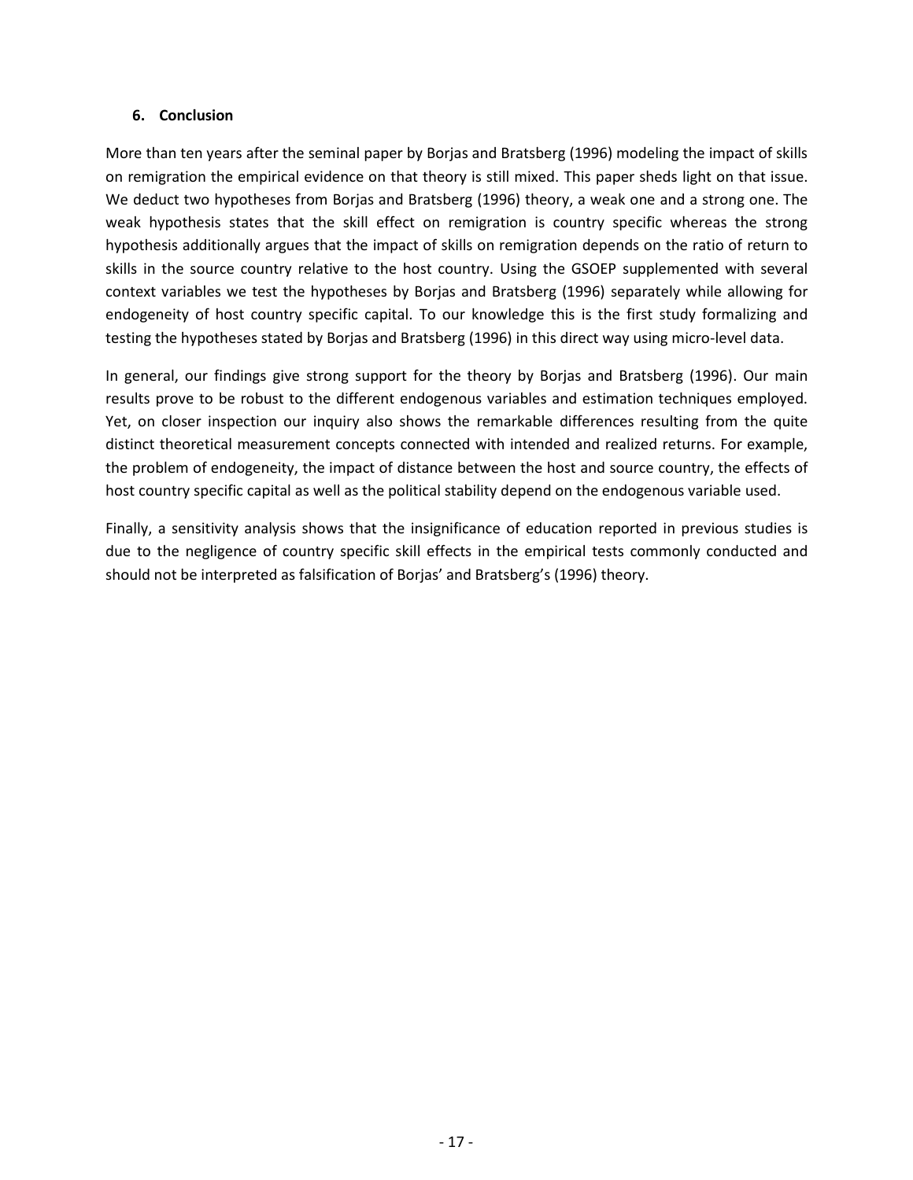## 6. Conclusion

More than ten years after the seminal paper by Borjas and Bratsberg (1996) modeling the impact of skills on remigration the empirical evidence on that theory is still mixed. This paper sheds light on that issue. We deduct two hypotheses from Borjas and Bratsberg (1996) theory, a weak one and a strong one. The weak hypothesis states that the skill effect on remigration is country specific whereas the strong hypothesis additionally argues that the impact of skills on remigration depends on the ratio of return to skills in the source country relative to the host country. Using the GSOEP supplemented with several context variables we test the hypotheses by Borjas and Bratsberg (1996) separately while allowing for endogeneity of host country specific capital. To our knowledge this is the first study formalizing and testing the hypotheses stated by Borjas and Bratsberg (1996) in this direct way using micro-level data.

In general, our findings give strong support for the theory by Borjas and Bratsberg (1996). Our main results prove to be robust to the different endogenous variables and estimation techniques employed. Yet, on closer inspection our inquiry also shows the remarkable differences resulting from the quite distinct theoretical measurement concepts connected with intended and realized returns. For example, the problem of endogeneity, the impact of distance between the host and source country, the effects of host country specific capital as well as the political stability depend on the endogenous variable used.

Finally, a sensitivity analysis shows that the insignificance of education reported in previous studies is due to the negligence of country specific skill effects in the empirical tests commonly conducted and should not be interpreted as falsification of Borjas' and Bratsberg's (1996) theory.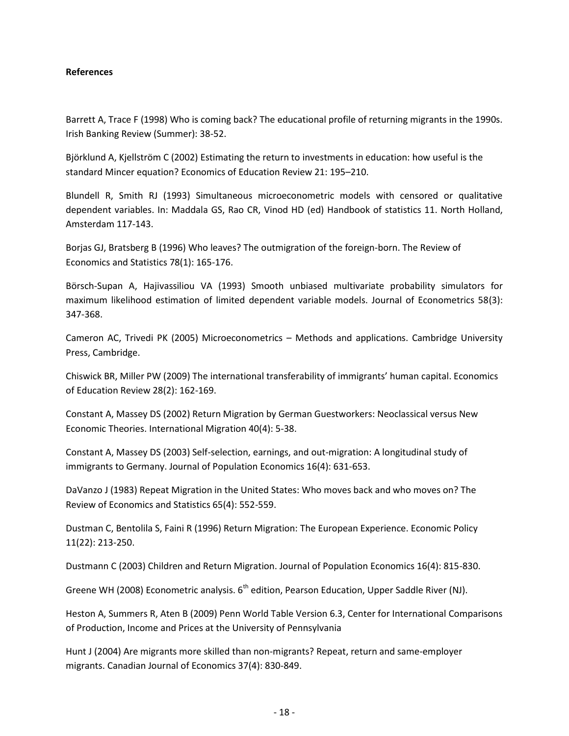**References**

Barrett A, Trace F (1998) Who is coming back? The educational profile of returning migrants in the 1990s. Irish Banking Review (Summer): 38-52.

Björklund A, Kjellström C (2002) Estimating the return to investments in education: how useful is the standard Mincer equation? Economics of Education Review 21: 195–210.

Blundell R, Smith RJ (1993) Simultaneous microeconometric models with censored or qualitative dependent variables. In: Maddala GS, Rao CR, Vinod HD (ed) Handbook of statistics 11. North Holland, Amsterdam 117-143.

Borjas GJ, Bratsberg B (1996) Who leaves? The outmigration of the foreign-born. The Review of Economics and Statistics 78(1): 165-176.

Börsch-Supan A, Hajivassiliou VA (1993) Smooth unbiased multivariate probability simulators for maximum likelihood estimation of limited dependent variable models. Journal of Econometrics 58(3): 347-368.

Cameron AC, Trivedi PK (2005) Microeconometrics – Methods and applications. Cambridge University Press, Cambridge.

Chiswick BR, Miller PW (2009) The international transferability of immigrants' human capital. Economics of Education Review 28(2): 162-169.

Constant A, Massey DS (2002) Return Migration by German Guestworkers: Neoclassical versus New Economic Theories. International Migration 40(4): 5-38.

Constant A, Massey DS (2003) Self-selection, earnings, and out-migration: A longitudinal study of immigrants to Germany. Journal of Population Economics 16(4): 631-653.

DaVanzo J (1983) Repeat Migration in the United States: Who moves back and who moves on? The Review of Economics and Statistics 65(4): 552-559.

Dustman C, Bentolila S, Faini R (1996) Return Migration: The European Experience. Economic Policy 11(22): 213-250.

Dustmann C (2003) Children and Return Migration. Journal of Population Economics 16(4): 815-830.

Greene WH (2008) Econometric analysis. 6th edition, Pearson Education, Upper Saddle River (NJ).

Heston A, Summers R, Aten B (2009) Penn World Table Version 6.3, Center for International Comparisons of Production, Income and Prices at the University of Pennsylvania

Hunt J (2004) Are migrants more skilled than non-migrants? Repeat, return and same-employer migrants. Canadian Journal of Economics 37(4): 830-849.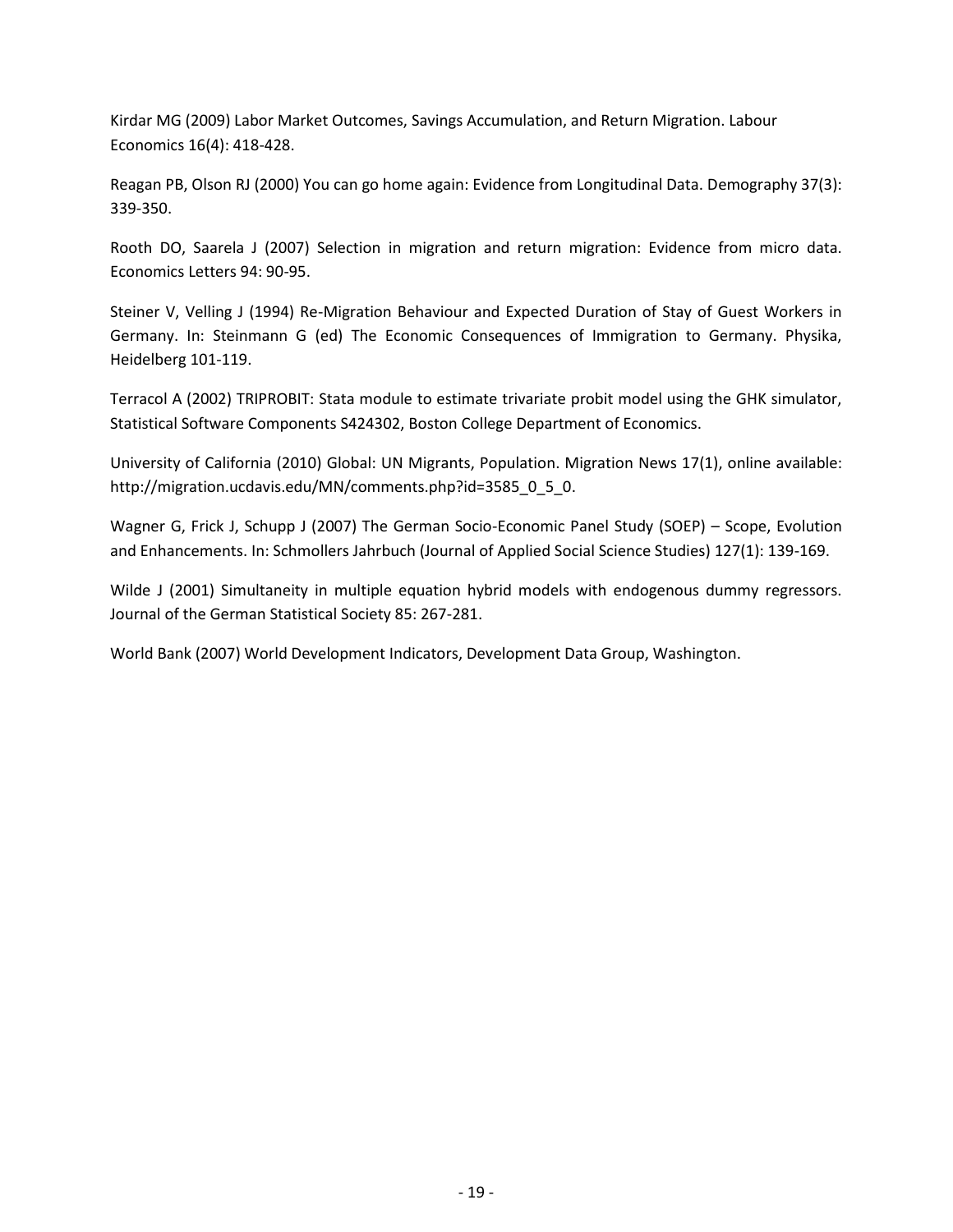Kirdar MG (2009) Labor Market Outcomes, Savings Accumulation, and Return Migration. Labour Economics 16(4): 418-428.

Reagan PB, Olson RJ (2000) You can go home again: Evidence from Longitudinal Data. Demography 37(3): 339-350.

Rooth DO, Saarela J (2007) Selection in migration and return migration: Evidence from micro data. Economics Letters 94: 90-95.

Steiner V, Velling J (1994) Re-Migration Behaviour and Expected Duration of Stay of Guest Workers in Germany. In: Steinmann G (ed) The Economic Consequences of Immigration to Germany. Physika, Heidelberg 101-119.

Terracol A (2002) TRIPROBIT: Stata module to estimate trivariate probit model using the GHK simulator, Statistical Software Components S424302, Boston College Department of Economics.

University of California (2010) Global: UN Migrants, Population. Migration News 17(1), online available: http://migration.ucdavis.edu/MN/comments.php?id=3585_0_5_0.

Wagner G, Frick J, Schupp J (2007) The German Socio-Economic Panel Study (SOEP) – Scope, Evolution and Enhancements. In: Schmollers Jahrbuch (Journal of Applied Social Science Studies) 127(1): 139-169.

Wilde J (2001) Simultaneity in multiple equation hybrid models with endogenous dummy regressors. Journal of the German Statistical Society 85: 267-281.

World Bank (2007) World Development Indicators, Development Data Group, Washington.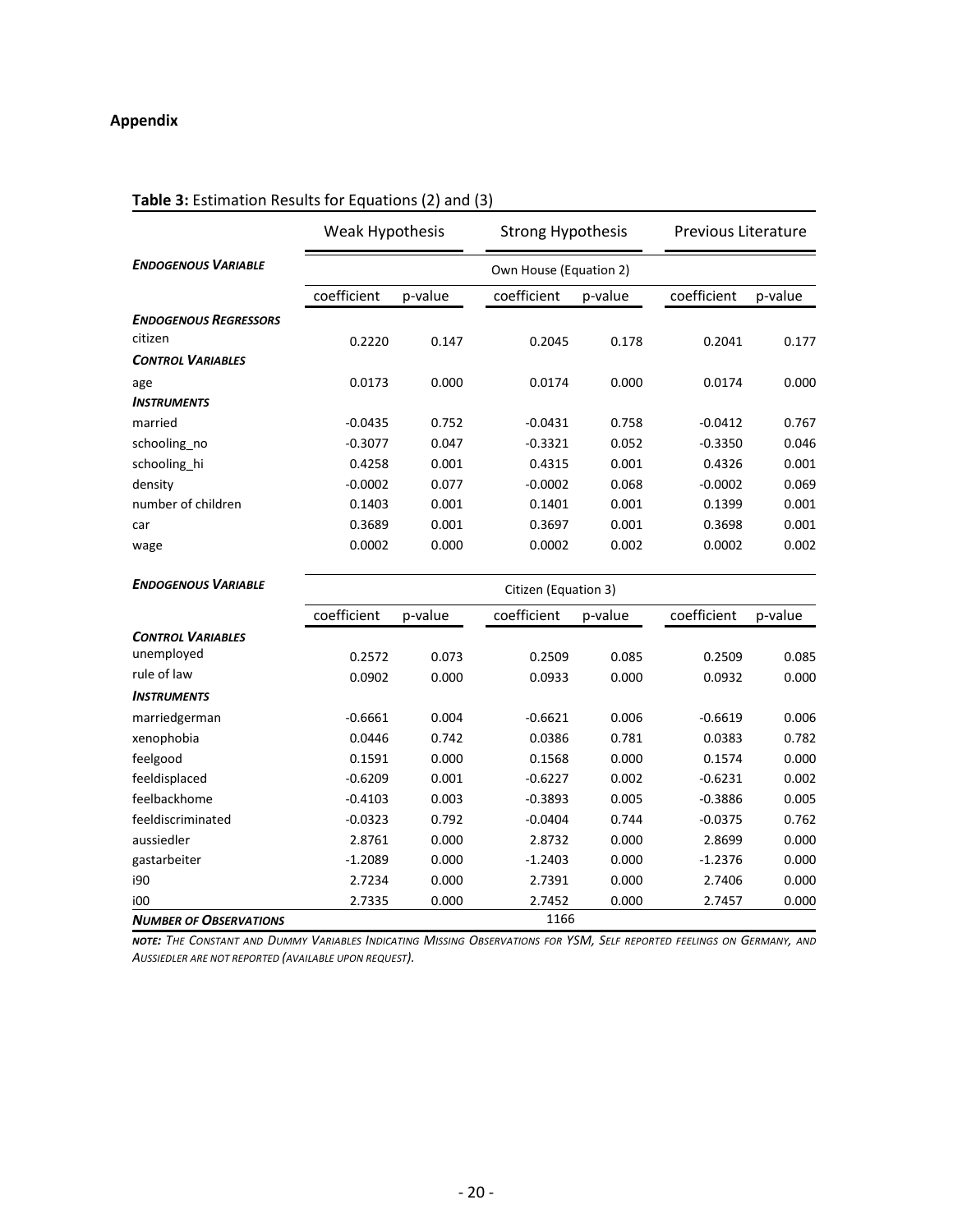## Appendix

**Table 3:** Estimation Results for Equations (2) and (3)

| | Weak Hypothesis | | Strong Hypothesis | | Previous Literature | |
|---|---|---|---|---|---|---|
| ***ENDOGENOUS VARIABLE*** | | | Own House (Equation 2) | | | |
| | coefficient | p-value | coefficient | p-value | coefficient | p-value |
| ***ENDOGENOUS REGRESSORS*** | | | | | | |
| citizen | 0.2220 | 0.147 | 0.2045 | 0.178 | 0.2041 | 0.177 |
| ***CONTROL VARIABLES*** | | | | | | |
| age | 0.0173 | 0.000 | 0.0174 | 0.000 | 0.0174 | 0.000 |
| ***INSTRUMENTS*** | | | | | | |
| married | -0.0435 | 0.752 | -0.0431 | 0.758 | -0.0412 | 0.767 |
| schooling_no | -0.3077 | 0.047 | -0.3321 | 0.052 | -0.3350 | 0.046 |
| schooling_hi | 0.4258 | 0.001 | 0.4315 | 0.001 | 0.4326 | 0.001 |
| density | -0.0002 | 0.077 | -0.0002 | 0.068 | -0.0002 | 0.069 |
| number of children | 0.1403 | 0.001 | 0.1401 | 0.001 | 0.1399 | 0.001 |
| car | 0.3689 | 0.001 | 0.3697 | 0.001 | 0.3698 | 0.001 |
| wage | 0.0002 | 0.000 | 0.0002 | 0.002 | 0.0002 | 0.002 |
| ***ENDOGENOUS VARIABLE*** | | | Citizen (Equation 3) | | | |
| | coefficient | p-value | coefficient | p-value | coefficient | p-value |
| ***CONTROL VARIABLES*** | | | | | | |
| unemployed | 0.2572 | 0.073 | 0.2509 | 0.085 | 0.2509 | 0.085 |
| rule of law | 0.0902 | 0.000 | 0.0933 | 0.000 | 0.0932 | 0.000 |
| ***INSTRUMENTS*** | | | | | | |
| marriedgerman | -0.6661 | 0.004 | -0.6621 | 0.006 | -0.6619 | 0.006 |
| xenophobia | 0.0446 | 0.742 | 0.0386 | 0.781 | 0.0383 | 0.782 |
| feelgood | 0.1591 | 0.000 | 0.1568 | 0.000 | 0.1574 | 0.000 |
| feeldisplaced | -0.6209 | 0.001 | -0.6227 | 0.002 | -0.6231 | 0.002 |
| feelbackhome | -0.4103 | 0.003 | -0.3893 | 0.005 | -0.3886 | 0.005 |
| feeldiscriminated | -0.0323 | 0.792 | -0.0404 | 0.744 | -0.0375 | 0.762 |
| aussiedler | 2.8761 | 0.000 | 2.8732 | 0.000 | 2.8699 | 0.000 |
| gastarbeiter | -1.2089 | 0.000 | -1.2403 | 0.000 | -1.2376 | 0.000 |
| i90 | 2.7234 | 0.000 | 2.7391 | 0.000 | 2.7406 | 0.000 |
| i00 | 2.7335 | 0.000 | 2.7452 | 0.000 | 2.7457 | 0.000 |
| ***NUMBER OF OBSERVATIONS*** | | | 1166 | | | |

***NOTE:*** *THE CONSTANT AND DUMMY VARIABLES INDICATING MISSING OBSERVATIONS FOR YSM, SELF REPORTED FEELINGS ON GERMANY, AND AUSSIEDLER ARE NOT REPORTED (AVAILABLE UPON REQUEST).*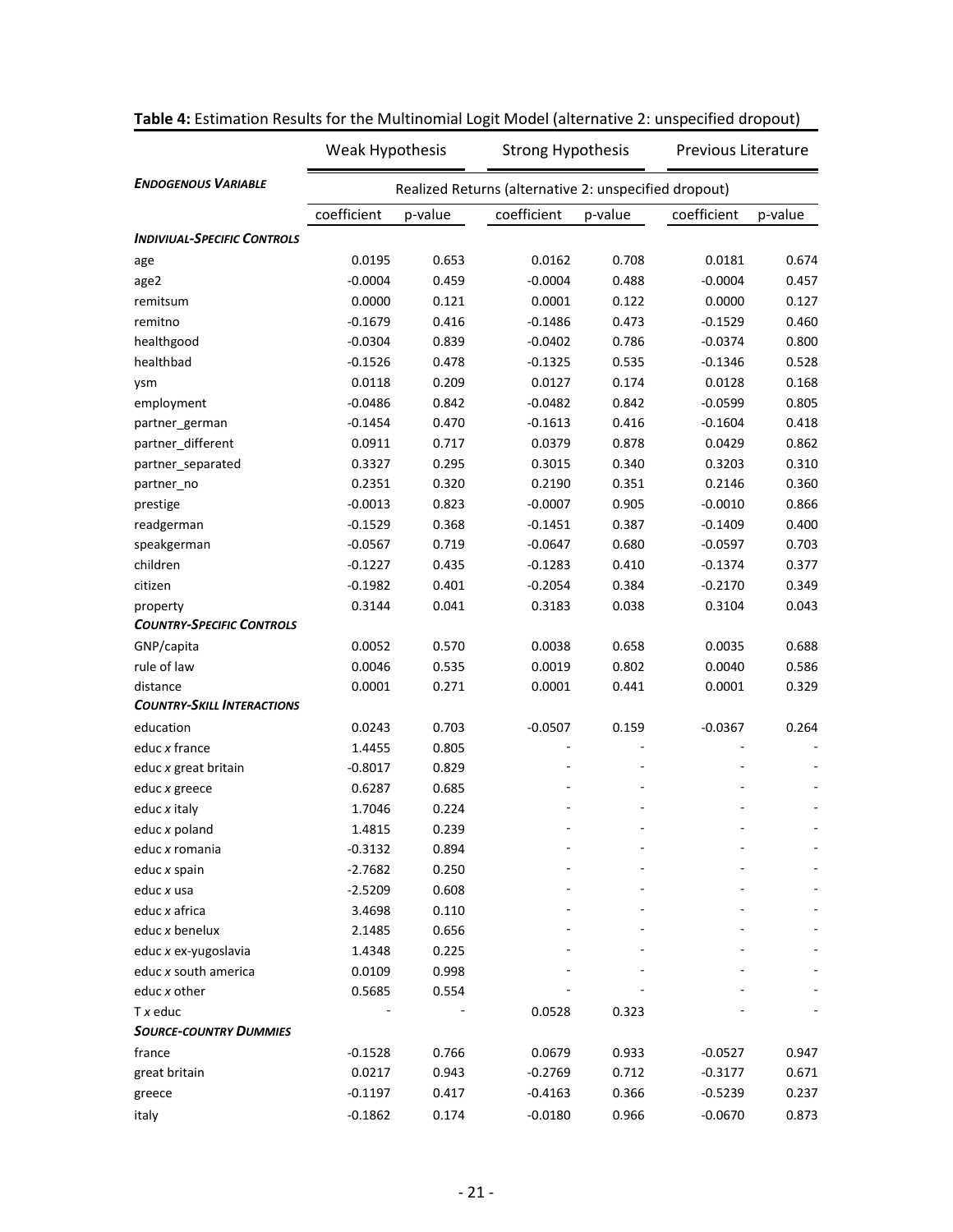**Table 4:** Estimation Results for the Multinomial Logit Model (alternative 2: unspecified dropout)

| | Weak Hypothesis | | Strong Hypothesis | | Previous Literature | |
|---|---|---|---|---|---|---|
| ***ENDOGENOUS VARIABLE*** | Realized Returns (alternative 2: unspecified dropout) | | | | | |
| | coefficient | p-value | coefficient | p-value | coefficient | p-value |
| ***INDIVIUAL-SPECIFIC CONTROLS*** | | | | | | |
| age | 0.0195 | 0.653 | 0.0162 | 0.708 | 0.0181 | 0.674 |
| age2 | -0.0004 | 0.459 | -0.0004 | 0.488 | -0.0004 | 0.457 |
| remitsum | 0.0000 | 0.121 | 0.0001 | 0.122 | 0.0000 | 0.127 |
| remitno | -0.1679 | 0.416 | -0.1486 | 0.473 | -0.1529 | 0.460 |
| healthgood | -0.0304 | 0.839 | -0.0402 | 0.786 | -0.0374 | 0.800 |
| healthbad | -0.1526 | 0.478 | -0.1325 | 0.535 | -0.1346 | 0.528 |
| ysm | 0.0118 | 0.209 | 0.0127 | 0.174 | 0.0128 | 0.168 |
| employment | -0.0486 | 0.842 | -0.0482 | 0.842 | -0.0599 | 0.805 |
| partner_german | -0.1454 | 0.470 | -0.1613 | 0.416 | -0.1604 | 0.418 |
| partner_different | 0.0911 | 0.717 | 0.0379 | 0.878 | 0.0429 | 0.862 |
| partner_separated | 0.3327 | 0.295 | 0.3015 | 0.340 | 0.3203 | 0.310 |
| partner_no | 0.2351 | 0.320 | 0.2190 | 0.351 | 0.2146 | 0.360 |
| prestige | -0.0013 | 0.823 | -0.0007 | 0.905 | -0.0010 | 0.866 |
| readgerman | -0.1529 | 0.368 | -0.1451 | 0.387 | -0.1409 | 0.400 |
| speakgerman | -0.0567 | 0.719 | -0.0647 | 0.680 | -0.0597 | 0.703 |
| children | -0.1227 | 0.435 | -0.1283 | 0.410 | -0.1374 | 0.377 |
| citizen | -0.1982 | 0.401 | -0.2054 | 0.384 | -0.2170 | 0.349 |
| property | 0.3144 | 0.041 | 0.3183 | 0.038 | 0.3104 | 0.043 |
| ***COUNTRY-SPECIFIC CONTROLS*** | | | | | | |
| GNP/capita | 0.0052 | 0.570 | 0.0038 | 0.658 | 0.0035 | 0.688 |
| rule of law | 0.0046 | 0.535 | 0.0019 | 0.802 | 0.0040 | 0.586 |
| distance | 0.0001 | 0.271 | 0.0001 | 0.441 | 0.0001 | 0.329 |
| ***COUNTRY-SKILL INTERACTIONS*** | | | | | | |
| education | 0.0243 | 0.703 | -0.0507 | 0.159 | -0.0367 | 0.264 |
| educ *x* france | 1.4455 | 0.805 | - | - | - | - |
| educ *x* great britain | -0.8017 | 0.829 | - | - | - | - |
| educ *x* greece | 0.6287 | 0.685 | - | - | - | - |
| educ *x* italy | 1.7046 | 0.224 | - | - | - | - |
| educ *x* poland | 1.4815 | 0.239 | - | - | - | - |
| educ *x* romania | -0.3132 | 0.894 | - | - | - | - |
| educ *x* spain | -2.7682 | 0.250 | - | - | - | - |
| educ *x* usa | -2.5209 | 0.608 | - | - | - | - |
| educ *x* africa | 3.4698 | 0.110 | - | - | - | - |
| educ *x* benelux | 2.1485 | 0.656 | - | - | - | - |
| educ *x* ex-yugoslavia | 1.4348 | 0.225 | - | - | - | - |
| educ *x* south america | 0.0109 | 0.998 | - | - | - | - |
| educ *x* other | 0.5685 | 0.554 | - | - | - | - |
| T *x* educ | - | - | 0.0528 | 0.323 | - | - |
| ***SOURCE-COUNTRY DUMMIES*** | | | | | | |
| france | -0.1528 | 0.766 | 0.0679 | 0.933 | -0.0527 | 0.947 |
| great britain | 0.0217 | 0.943 | -0.2769 | 0.712 | -0.3177 | 0.671 |
| greece | -0.1197 | 0.417 | -0.4163 | 0.366 | -0.5239 | 0.237 |
| italy | -0.1862 | 0.174 | -0.0180 | 0.966 | -0.0670 | 0.873 |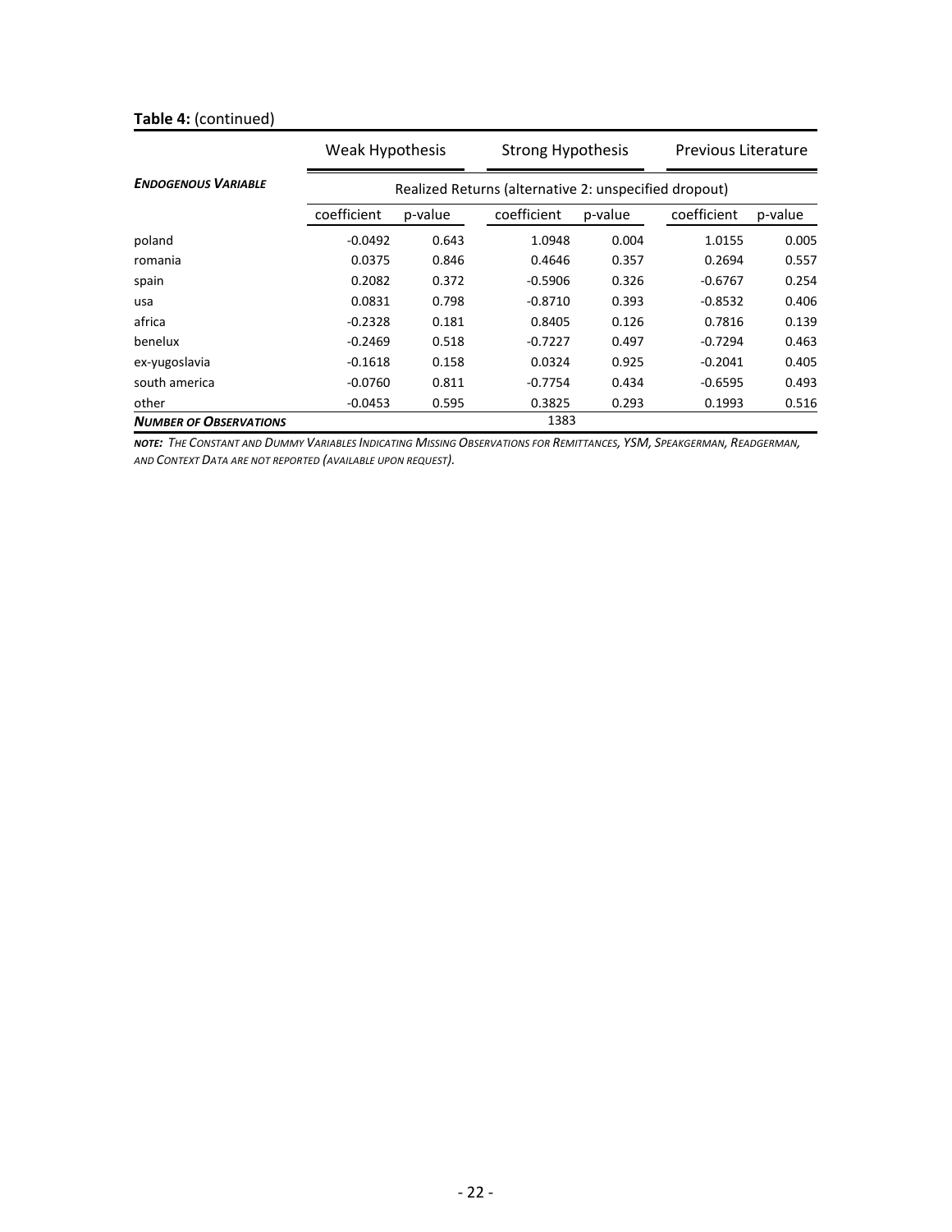**Table 4:** (continued)

| | Weak Hypothesis | | Strong Hypothesis | | Previous Literature | |
|---|---|---|---|---|---|---|
| ***ENDOGENOUS VARIABLE*** | Realized Returns (alternative 2: unspecified dropout) | | | | | |
| | coefficient | p-value | coefficient | p-value | coefficient | p-value |
| poland | -0.0492 | 0.643 | 1.0948 | 0.004 | 1.0155 | 0.005 |
| romania | 0.0375 | 0.846 | 0.4646 | 0.357 | 0.2694 | 0.557 |
| spain | 0.2082 | 0.372 | -0.5906 | 0.326 | -0.6767 | 0.254 |
| usa | 0.0831 | 0.798 | -0.8710 | 0.393 | -0.8532 | 0.406 |
| africa | -0.2328 | 0.181 | 0.8405 | 0.126 | 0.7816 | 0.139 |
| benelux | -0.2469 | 0.518 | -0.7227 | 0.497 | -0.7294 | 0.463 |
| ex-yugoslavia | -0.1618 | 0.158 | 0.0324 | 0.925 | -0.2041 | 0.405 |
| south america | -0.0760 | 0.811 | -0.7754 | 0.434 | -0.6595 | 0.493 |
| other | -0.0453 | 0.595 | 0.3825 | 0.293 | 0.1993 | 0.516 |
| ***NUMBER OF OBSERVATIONS*** | | | 1383 | | | |

***NOTE:*** *THE CONSTANT AND DUMMY VARIABLES INDICATING MISSING OBSERVATIONS FOR REMITTANCES, YSM, SPEAKGERMAN, READGERMAN, AND CONTEXT DATA ARE NOT REPORTED (AVAILABLE UPON REQUEST).*